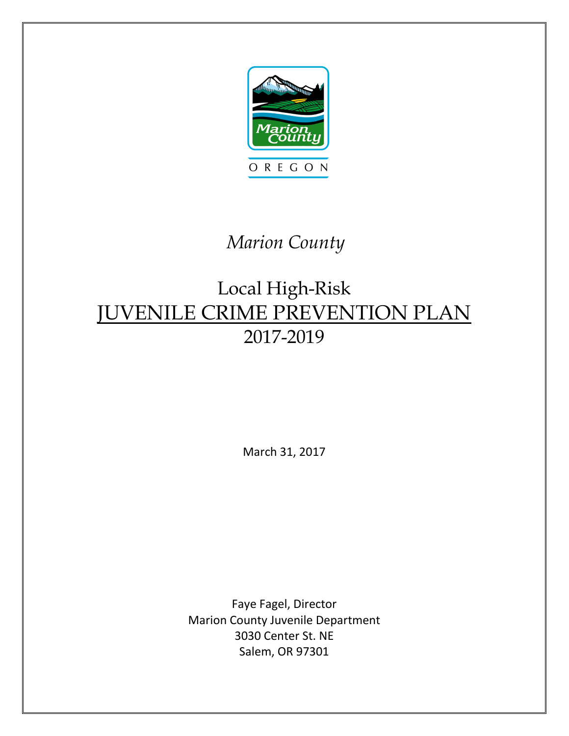Marion County

OREGON

*Marion County*

# Local High-Risk

# JUVENILE CRIME PREVENTION PLAN

# 2017-2019

March 31, 2017

Faye Fagel, Director
Marion County Juvenile Department
3030 Center St. NE
Salem, OR 97301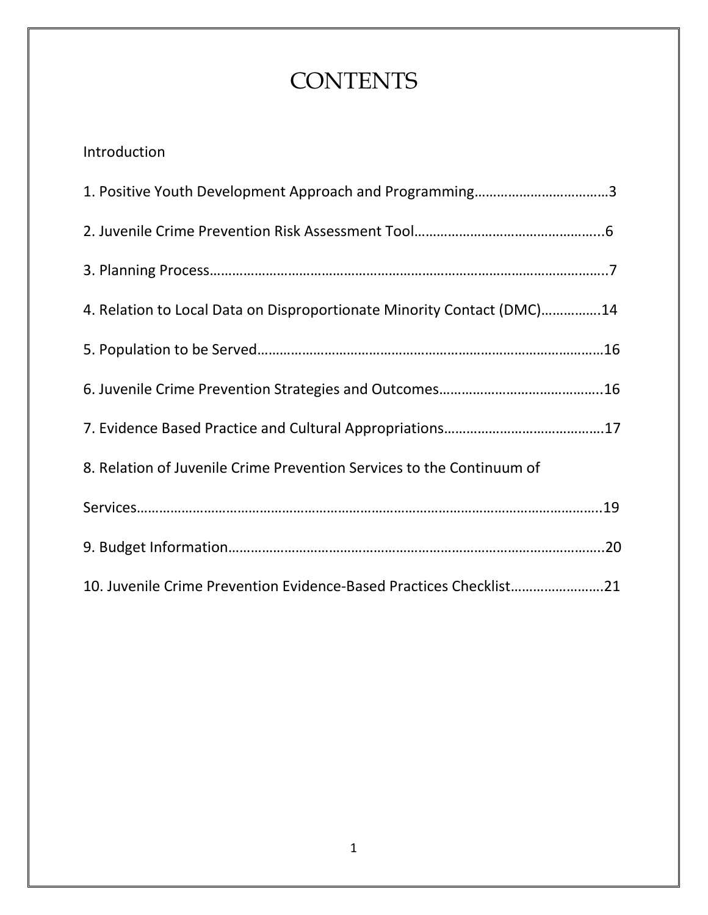# CONTENTS

Introduction

1. Positive Youth Development Approach and Programming……………………………….3

2. Juvenile Crime Prevention Risk Assessment Tool…………………………………………..6

3. Planning Process………………………………………………………………………………………..7

4. Relation to Local Data on Disproportionate Minority Contact (DMC)…………….14

5. Population to be Served…………………………………………………………………………16

6. Juvenile Crime Prevention Strategies and Outcomes………………………………….….16

7. Evidence Based Practice and Cultural Appropriations…………………………………….17

8. Relation of Juvenile Crime Prevention Services to the Continuum of Services………………………………………………………………………………………………….19

9. Budget Information………………………………………………………………………………...20

10. Juvenile Crime Prevention Evidence-Based Practices Checklist……………………21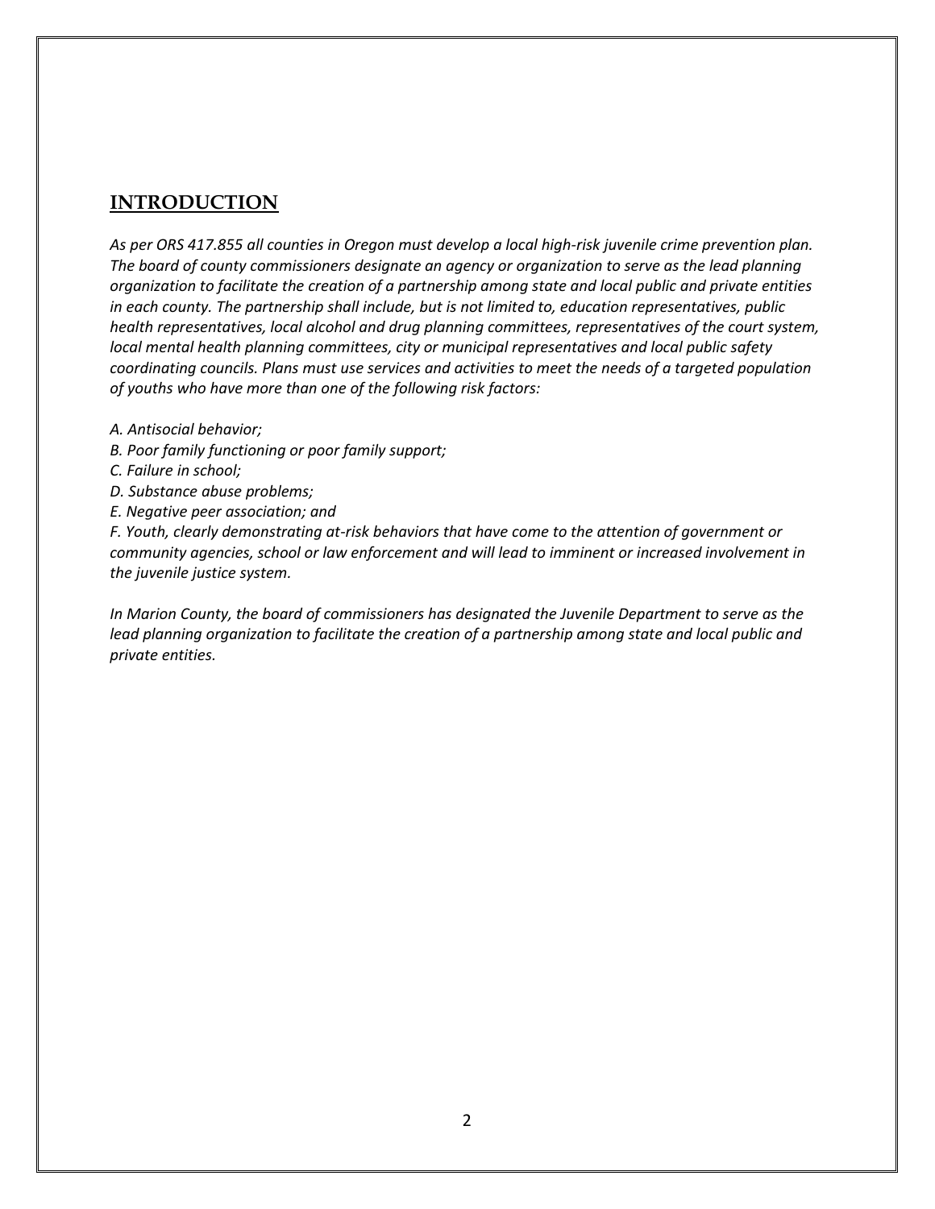## INTRODUCTION

*As per ORS 417.855 all counties in Oregon must develop a local high-risk juvenile crime prevention plan. The board of county commissioners designate an agency or organization to serve as the lead planning organization to facilitate the creation of a partnership among state and local public and private entities in each county. The partnership shall include, but is not limited to, education representatives, public health representatives, local alcohol and drug planning committees, representatives of the court system, local mental health planning committees, city or municipal representatives and local public safety coordinating councils. Plans must use services and activities to meet the needs of a targeted population of youths who have more than one of the following risk factors:*

*A. Antisocial behavior;*  
*B. Poor family functioning or poor family support;*  
*C. Failure in school;*  
*D. Substance abuse problems;*  
*E. Negative peer association; and*  
*F. Youth, clearly demonstrating at-risk behaviors that have come to the attention of government or community agencies, school or law enforcement and will lead to imminent or increased involvement in the juvenile justice system.*

*In Marion County, the board of commissioners has designated the Juvenile Department to serve as the lead planning organization to facilitate the creation of a partnership among state and local public and private entities.*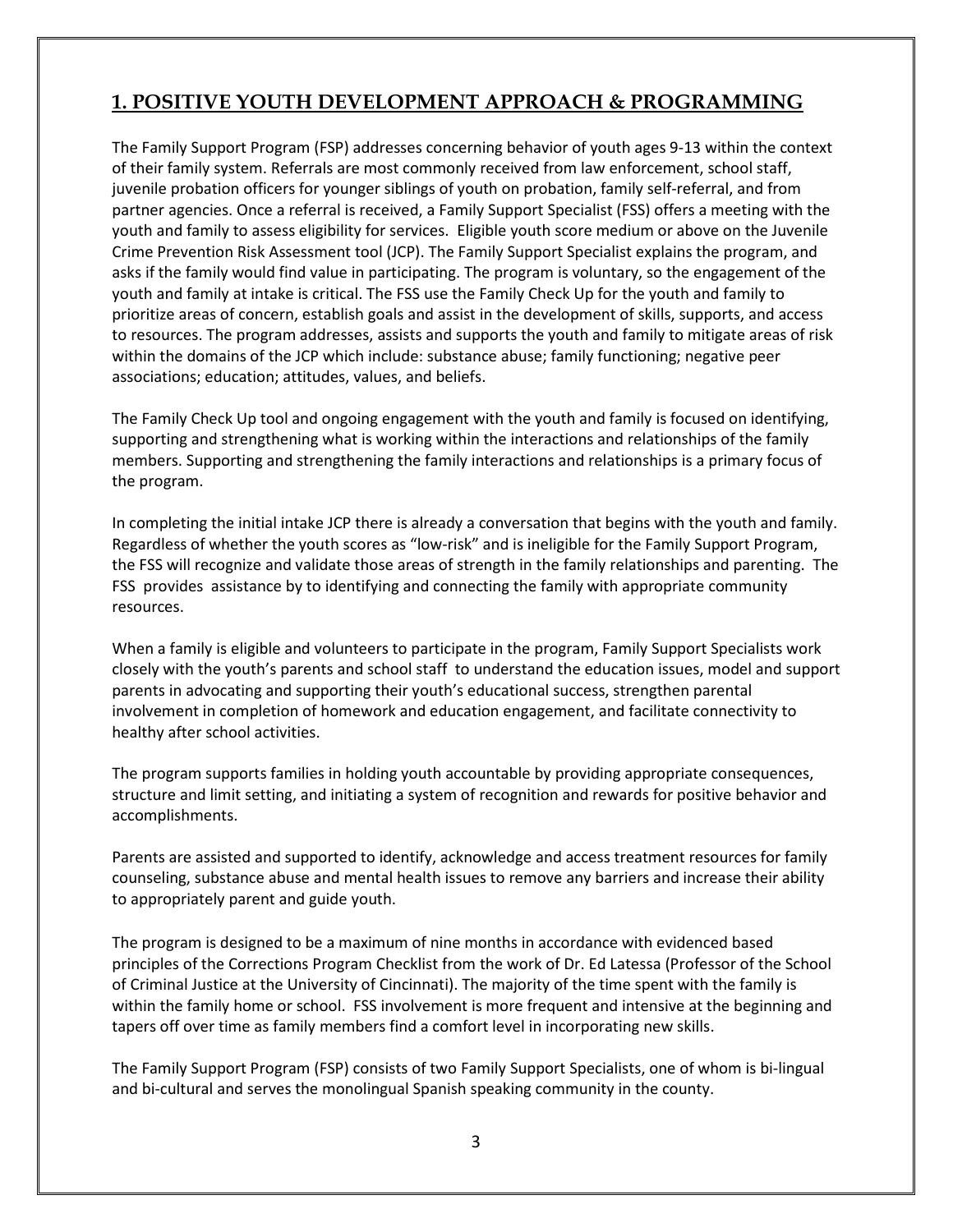## 1. POSITIVE YOUTH DEVELOPMENT APPROACH & PROGRAMMING

The Family Support Program (FSP) addresses concerning behavior of youth ages 9-13 within the context of their family system. Referrals are most commonly received from law enforcement, school staff, juvenile probation officers for younger siblings of youth on probation, family self-referral, and from partner agencies. Once a referral is received, a Family Support Specialist (FSS) offers a meeting with the youth and family to assess eligibility for services. Eligible youth score medium or above on the Juvenile Crime Prevention Risk Assessment tool (JCP). The Family Support Specialist explains the program, and asks if the family would find value in participating. The program is voluntary, so the engagement of the youth and family at intake is critical. The FSS use the Family Check Up for the youth and family to prioritize areas of concern, establish goals and assist in the development of skills, supports, and access to resources. The program addresses, assists and supports the youth and family to mitigate areas of risk within the domains of the JCP which include: substance abuse; family functioning; negative peer associations; education; attitudes, values, and beliefs.

The Family Check Up tool and ongoing engagement with the youth and family is focused on identifying, supporting and strengthening what is working within the interactions and relationships of the family members. Supporting and strengthening the family interactions and relationships is a primary focus of the program.

In completing the initial intake JCP there is already a conversation that begins with the youth and family. Regardless of whether the youth scores as "low-risk" and is ineligible for the Family Support Program, the FSS will recognize and validate those areas of strength in the family relationships and parenting. The FSS provides assistance by to identifying and connecting the family with appropriate community resources.

When a family is eligible and volunteers to participate in the program, Family Support Specialists work closely with the youth's parents and school staff to understand the education issues, model and support parents in advocating and supporting their youth's educational success, strengthen parental involvement in completion of homework and education engagement, and facilitate connectivity to healthy after school activities.

The program supports families in holding youth accountable by providing appropriate consequences, structure and limit setting, and initiating a system of recognition and rewards for positive behavior and accomplishments.

Parents are assisted and supported to identify, acknowledge and access treatment resources for family counseling, substance abuse and mental health issues to remove any barriers and increase their ability to appropriately parent and guide youth.

The program is designed to be a maximum of nine months in accordance with evidenced based principles of the Corrections Program Checklist from the work of Dr. Ed Latessa (Professor of the School of Criminal Justice at the University of Cincinnati). The majority of the time spent with the family is within the family home or school. FSS involvement is more frequent and intensive at the beginning and tapers off over time as family members find a comfort level in incorporating new skills.

The Family Support Program (FSP) consists of two Family Support Specialists, one of whom is bi-lingual and bi-cultural and serves the monolingual Spanish speaking community in the county.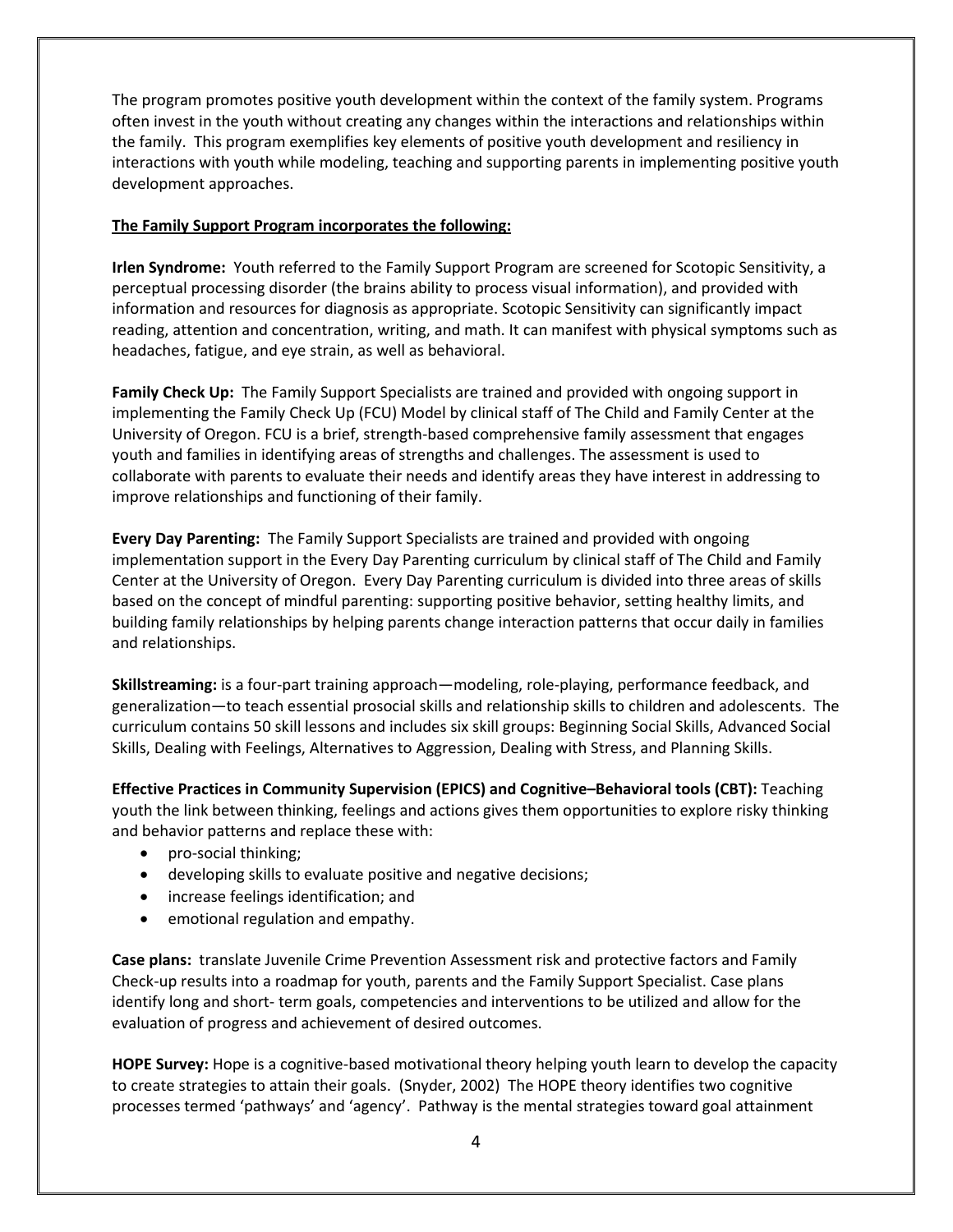The program promotes positive youth development within the context of the family system. Programs often invest in the youth without creating any changes within the interactions and relationships within the family. This program exemplifies key elements of positive youth development and resiliency in interactions with youth while modeling, teaching and supporting parents in implementing positive youth development approaches.

**The Family Support Program incorporates the following:**

**Irlen Syndrome:** Youth referred to the Family Support Program are screened for Scotopic Sensitivity, a perceptual processing disorder (the brains ability to process visual information), and provided with information and resources for diagnosis as appropriate. Scotopic Sensitivity can significantly impact reading, attention and concentration, writing, and math. It can manifest with physical symptoms such as headaches, fatigue, and eye strain, as well as behavioral.

**Family Check Up:** The Family Support Specialists are trained and provided with ongoing support in implementing the Family Check Up (FCU) Model by clinical staff of The Child and Family Center at the University of Oregon. FCU is a brief, strength-based comprehensive family assessment that engages youth and families in identifying areas of strengths and challenges. The assessment is used to collaborate with parents to evaluate their needs and identify areas they have interest in addressing to improve relationships and functioning of their family.

**Every Day Parenting:** The Family Support Specialists are trained and provided with ongoing implementation support in the Every Day Parenting curriculum by clinical staff of The Child and Family Center at the University of Oregon. Every Day Parenting curriculum is divided into three areas of skills based on the concept of mindful parenting: supporting positive behavior, setting healthy limits, and building family relationships by helping parents change interaction patterns that occur daily in families and relationships.

**Skillstreaming:** is a four-part training approach—modeling, role-playing, performance feedback, and generalization—to teach essential prosocial skills and relationship skills to children and adolescents. The curriculum contains 50 skill lessons and includes six skill groups: Beginning Social Skills, Advanced Social Skills, Dealing with Feelings, Alternatives to Aggression, Dealing with Stress, and Planning Skills.

**Effective Practices in Community Supervision (EPICS) and Cognitive–Behavioral tools (CBT):** Teaching youth the link between thinking, feelings and actions gives them opportunities to explore risky thinking and behavior patterns and replace these with:

- pro-social thinking;
- developing skills to evaluate positive and negative decisions;
- increase feelings identification; and
- emotional regulation and empathy.

**Case plans:** translate Juvenile Crime Prevention Assessment risk and protective factors and Family Check-up results into a roadmap for youth, parents and the Family Support Specialist. Case plans identify long and short- term goals, competencies and interventions to be utilized and allow for the evaluation of progress and achievement of desired outcomes.

**HOPE Survey:** Hope is a cognitive-based motivational theory helping youth learn to develop the capacity to create strategies to attain their goals. (Snyder, 2002) The HOPE theory identifies two cognitive processes termed 'pathways' and 'agency'. Pathway is the mental strategies toward goal attainment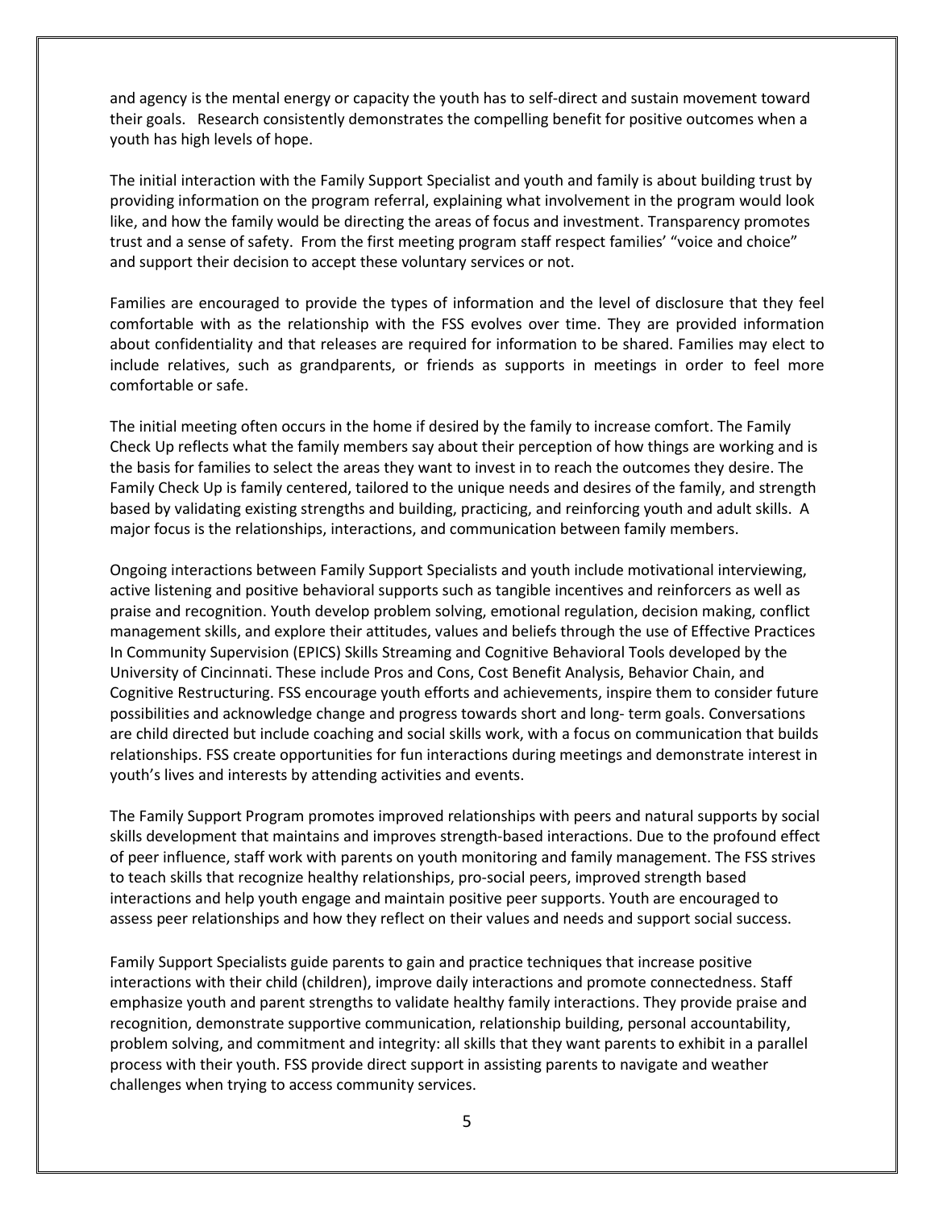and agency is the mental energy or capacity the youth has to self-direct and sustain movement toward their goals. Research consistently demonstrates the compelling benefit for positive outcomes when a youth has high levels of hope.

The initial interaction with the Family Support Specialist and youth and family is about building trust by providing information on the program referral, explaining what involvement in the program would look like, and how the family would be directing the areas of focus and investment. Transparency promotes trust and a sense of safety. From the first meeting program staff respect families' "voice and choice" and support their decision to accept these voluntary services or not.

Families are encouraged to provide the types of information and the level of disclosure that they feel comfortable with as the relationship with the FSS evolves over time. They are provided information about confidentiality and that releases are required for information to be shared. Families may elect to include relatives, such as grandparents, or friends as supports in meetings in order to feel more comfortable or safe.

The initial meeting often occurs in the home if desired by the family to increase comfort. The Family Check Up reflects what the family members say about their perception of how things are working and is the basis for families to select the areas they want to invest in to reach the outcomes they desire. The Family Check Up is family centered, tailored to the unique needs and desires of the family, and strength based by validating existing strengths and building, practicing, and reinforcing youth and adult skills. A major focus is the relationships, interactions, and communication between family members.

Ongoing interactions between Family Support Specialists and youth include motivational interviewing, active listening and positive behavioral supports such as tangible incentives and reinforcers as well as praise and recognition. Youth develop problem solving, emotional regulation, decision making, conflict management skills, and explore their attitudes, values and beliefs through the use of Effective Practices In Community Supervision (EPICS) Skills Streaming and Cognitive Behavioral Tools developed by the University of Cincinnati. These include Pros and Cons, Cost Benefit Analysis, Behavior Chain, and Cognitive Restructuring. FSS encourage youth efforts and achievements, inspire them to consider future possibilities and acknowledge change and progress towards short and long- term goals. Conversations are child directed but include coaching and social skills work, with a focus on communication that builds relationships. FSS create opportunities for fun interactions during meetings and demonstrate interest in youth's lives and interests by attending activities and events.

The Family Support Program promotes improved relationships with peers and natural supports by social skills development that maintains and improves strength-based interactions. Due to the profound effect of peer influence, staff work with parents on youth monitoring and family management. The FSS strives to teach skills that recognize healthy relationships, pro-social peers, improved strength based interactions and help youth engage and maintain positive peer supports. Youth are encouraged to assess peer relationships and how they reflect on their values and needs and support social success.

Family Support Specialists guide parents to gain and practice techniques that increase positive interactions with their child (children), improve daily interactions and promote connectedness. Staff emphasize youth and parent strengths to validate healthy family interactions. They provide praise and recognition, demonstrate supportive communication, relationship building, personal accountability, problem solving, and commitment and integrity: all skills that they want parents to exhibit in a parallel process with their youth. FSS provide direct support in assisting parents to navigate and weather challenges when trying to access community services.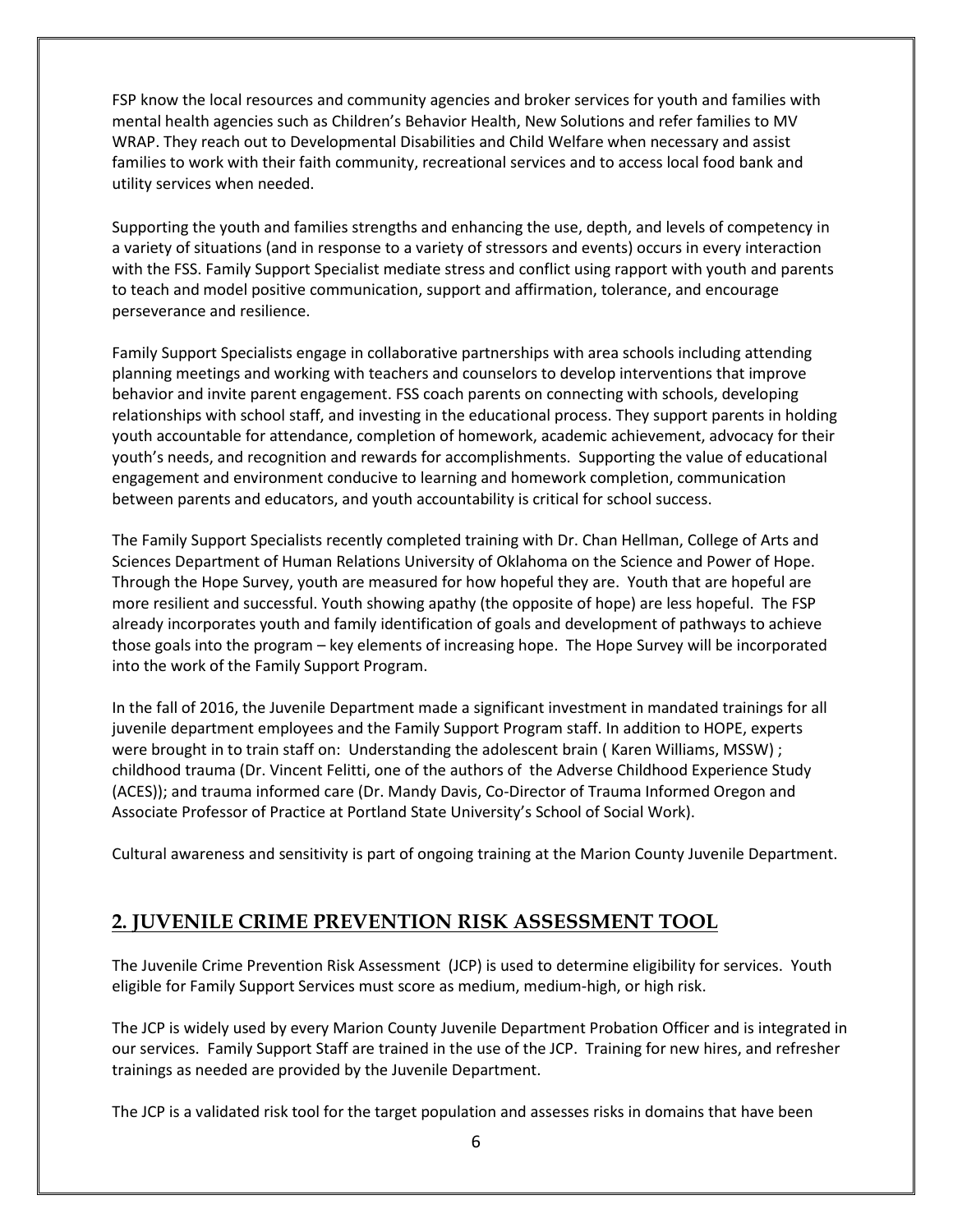FSP know the local resources and community agencies and broker services for youth and families with mental health agencies such as Children's Behavior Health, New Solutions and refer families to MV WRAP. They reach out to Developmental Disabilities and Child Welfare when necessary and assist families to work with their faith community, recreational services and to access local food bank and utility services when needed.

Supporting the youth and families strengths and enhancing the use, depth, and levels of competency in a variety of situations (and in response to a variety of stressors and events) occurs in every interaction with the FSS. Family Support Specialist mediate stress and conflict using rapport with youth and parents to teach and model positive communication, support and affirmation, tolerance, and encourage perseverance and resilience.

Family Support Specialists engage in collaborative partnerships with area schools including attending planning meetings and working with teachers and counselors to develop interventions that improve behavior and invite parent engagement. FSS coach parents on connecting with schools, developing relationships with school staff, and investing in the educational process. They support parents in holding youth accountable for attendance, completion of homework, academic achievement, advocacy for their youth's needs, and recognition and rewards for accomplishments. Supporting the value of educational engagement and environment conducive to learning and homework completion, communication between parents and educators, and youth accountability is critical for school success.

The Family Support Specialists recently completed training with Dr. Chan Hellman, College of Arts and Sciences Department of Human Relations University of Oklahoma on the Science and Power of Hope. Through the Hope Survey, youth are measured for how hopeful they are. Youth that are hopeful are more resilient and successful. Youth showing apathy (the opposite of hope) are less hopeful. The FSP already incorporates youth and family identification of goals and development of pathways to achieve those goals into the program – key elements of increasing hope. The Hope Survey will be incorporated into the work of the Family Support Program.

In the fall of 2016, the Juvenile Department made a significant investment in mandated trainings for all juvenile department employees and the Family Support Program staff. In addition to HOPE, experts were brought in to train staff on: Understanding the adolescent brain ( Karen Williams, MSSW) ; childhood trauma (Dr. Vincent Felitti, one of the authors of the Adverse Childhood Experience Study (ACES)); and trauma informed care (Dr. Mandy Davis, Co-Director of Trauma Informed Oregon and Associate Professor of Practice at Portland State University's School of Social Work).

Cultural awareness and sensitivity is part of ongoing training at the Marion County Juvenile Department.

## 2. JUVENILE CRIME PREVENTION RISK ASSESSMENT TOOL

The Juvenile Crime Prevention Risk Assessment (JCP) is used to determine eligibility for services. Youth eligible for Family Support Services must score as medium, medium-high, or high risk.

The JCP is widely used by every Marion County Juvenile Department Probation Officer and is integrated in our services. Family Support Staff are trained in the use of the JCP. Training for new hires, and refresher trainings as needed are provided by the Juvenile Department.

The JCP is a validated risk tool for the target population and assesses risks in domains that have been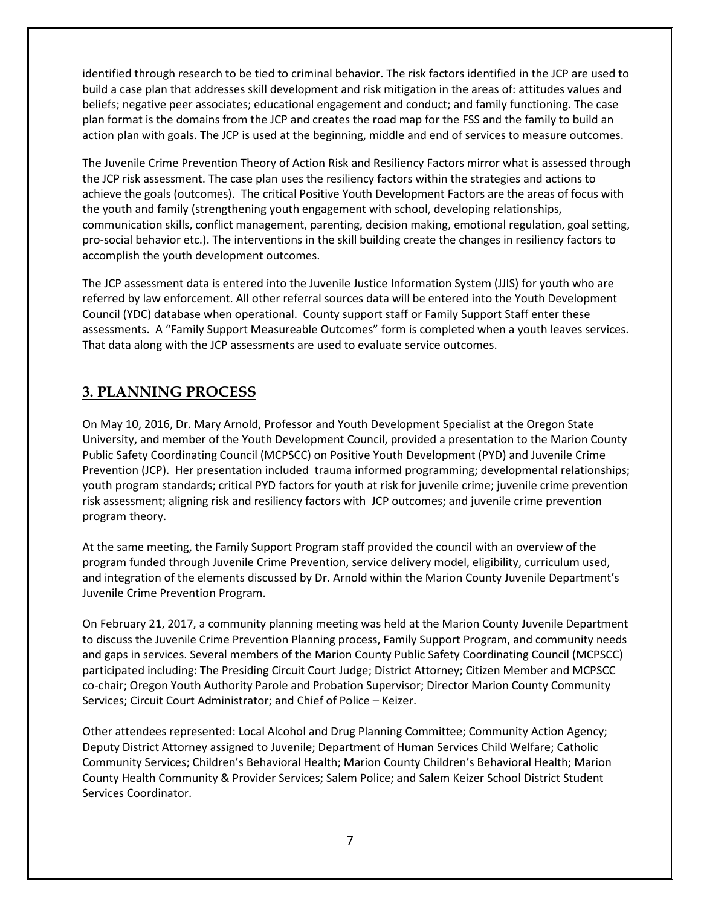identified through research to be tied to criminal behavior. The risk factors identified in the JCP are used to build a case plan that addresses skill development and risk mitigation in the areas of: attitudes values and beliefs; negative peer associates; educational engagement and conduct; and family functioning. The case plan format is the domains from the JCP and creates the road map for the FSS and the family to build an action plan with goals. The JCP is used at the beginning, middle and end of services to measure outcomes.

The Juvenile Crime Prevention Theory of Action Risk and Resiliency Factors mirror what is assessed through the JCP risk assessment. The case plan uses the resiliency factors within the strategies and actions to achieve the goals (outcomes). The critical Positive Youth Development Factors are the areas of focus with the youth and family (strengthening youth engagement with school, developing relationships, communication skills, conflict management, parenting, decision making, emotional regulation, goal setting, pro-social behavior etc.). The interventions in the skill building create the changes in resiliency factors to accomplish the youth development outcomes.

The JCP assessment data is entered into the Juvenile Justice Information System (JJIS) for youth who are referred by law enforcement. All other referral sources data will be entered into the Youth Development Council (YDC) database when operational. County support staff or Family Support Staff enter these assessments. A "Family Support Measureable Outcomes" form is completed when a youth leaves services. That data along with the JCP assessments are used to evaluate service outcomes.

## 3. PLANNING PROCESS

On May 10, 2016, Dr. Mary Arnold, Professor and Youth Development Specialist at the Oregon State University, and member of the Youth Development Council, provided a presentation to the Marion County Public Safety Coordinating Council (MCPSCC) on Positive Youth Development (PYD) and Juvenile Crime Prevention (JCP). Her presentation included trauma informed programming; developmental relationships; youth program standards; critical PYD factors for youth at risk for juvenile crime; juvenile crime prevention risk assessment; aligning risk and resiliency factors with JCP outcomes; and juvenile crime prevention program theory.

At the same meeting, the Family Support Program staff provided the council with an overview of the program funded through Juvenile Crime Prevention, service delivery model, eligibility, curriculum used, and integration of the elements discussed by Dr. Arnold within the Marion County Juvenile Department's Juvenile Crime Prevention Program.

On February 21, 2017, a community planning meeting was held at the Marion County Juvenile Department to discuss the Juvenile Crime Prevention Planning process, Family Support Program, and community needs and gaps in services. Several members of the Marion County Public Safety Coordinating Council (MCPSCC) participated including: The Presiding Circuit Court Judge; District Attorney; Citizen Member and MCPSCC co-chair; Oregon Youth Authority Parole and Probation Supervisor; Director Marion County Community Services; Circuit Court Administrator; and Chief of Police – Keizer.

Other attendees represented: Local Alcohol and Drug Planning Committee; Community Action Agency; Deputy District Attorney assigned to Juvenile; Department of Human Services Child Welfare; Catholic Community Services; Children's Behavioral Health; Marion County Children's Behavioral Health; Marion County Health Community & Provider Services; Salem Police; and Salem Keizer School District Student Services Coordinator.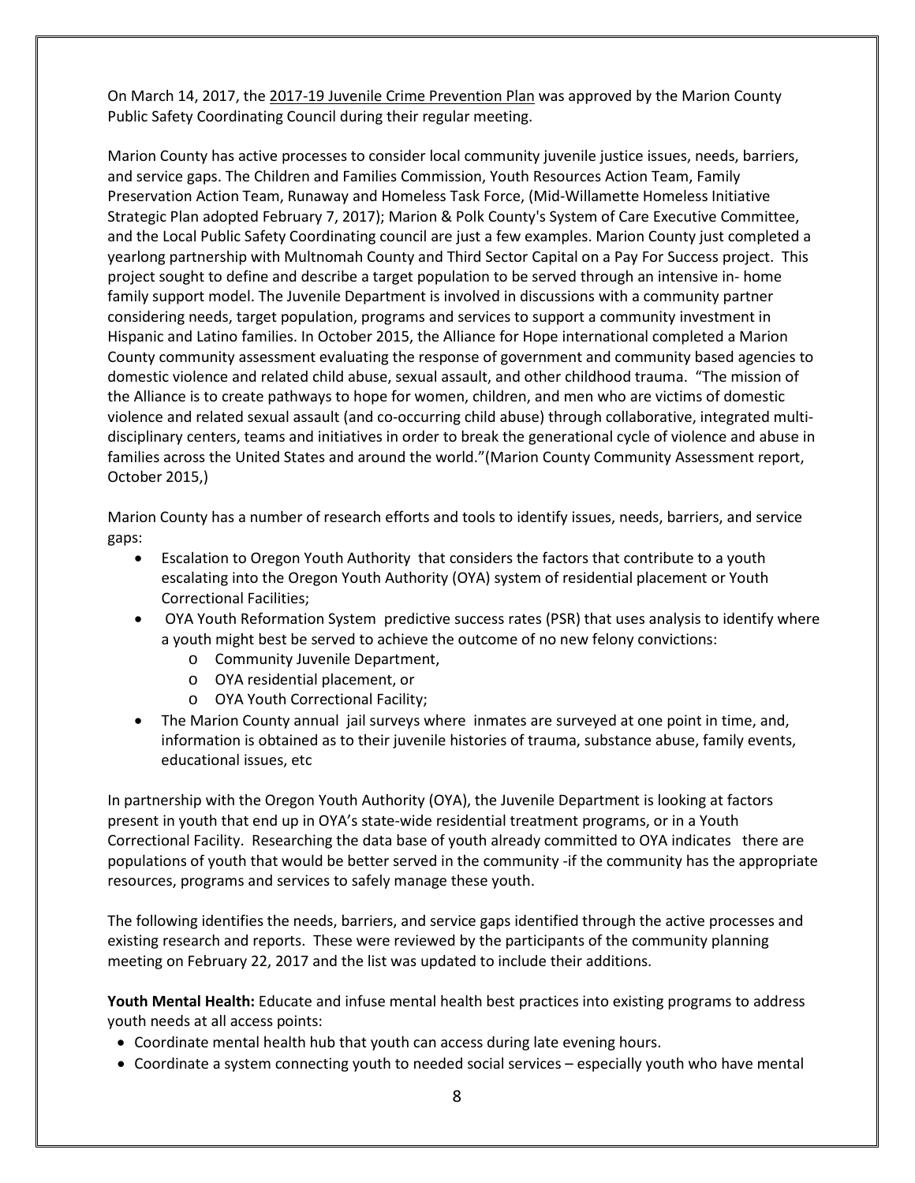On March 14, 2017, the 2017-19 Juvenile Crime Prevention Plan was approved by the Marion County Public Safety Coordinating Council during their regular meeting.

Marion County has active processes to consider local community juvenile justice issues, needs, barriers, and service gaps. The Children and Families Commission, Youth Resources Action Team, Family Preservation Action Team, Runaway and Homeless Task Force, (Mid-Willamette Homeless Initiative Strategic Plan adopted February 7, 2017); Marion & Polk County's System of Care Executive Committee, and the Local Public Safety Coordinating council are just a few examples. Marion County just completed a yearlong partnership with Multnomah County and Third Sector Capital on a Pay For Success project. This project sought to define and describe a target population to be served through an intensive in- home family support model. The Juvenile Department is involved in discussions with a community partner considering needs, target population, programs and services to support a community investment in Hispanic and Latino families. In October 2015, the Alliance for Hope international completed a Marion County community assessment evaluating the response of government and community based agencies to domestic violence and related child abuse, sexual assault, and other childhood trauma. "The mission of the Alliance is to create pathways to hope for women, children, and men who are victims of domestic violence and related sexual assault (and co-occurring child abuse) through collaborative, integrated multi-disciplinary centers, teams and initiatives in order to break the generational cycle of violence and abuse in families across the United States and around the world."(Marion County Community Assessment report, October 2015,)

Marion County has a number of research efforts and tools to identify issues, needs, barriers, and service gaps:

- Escalation to Oregon Youth Authority that considers the factors that contribute to a youth escalating into the Oregon Youth Authority (OYA) system of residential placement or Youth Correctional Facilities;
- OYA Youth Reformation System predictive success rates (PSR) that uses analysis to identify where a youth might best be served to achieve the outcome of no new felony convictions:
  - Community Juvenile Department,
  - OYA residential placement, or
  - OYA Youth Correctional Facility;
- The Marion County annual jail surveys where inmates are surveyed at one point in time, and, information is obtained as to their juvenile histories of trauma, substance abuse, family events, educational issues, etc

In partnership with the Oregon Youth Authority (OYA), the Juvenile Department is looking at factors present in youth that end up in OYA's state-wide residential treatment programs, or in a Youth Correctional Facility. Researching the data base of youth already committed to OYA indicates there are populations of youth that would be better served in the community -if the community has the appropriate resources, programs and services to safely manage these youth.

The following identifies the needs, barriers, and service gaps identified through the active processes and existing research and reports. These were reviewed by the participants of the community planning meeting on February 22, 2017 and the list was updated to include their additions.

**Youth Mental Health:** Educate and infuse mental health best practices into existing programs to address youth needs at all access points:

- Coordinate mental health hub that youth can access during late evening hours.
- Coordinate a system connecting youth to needed social services – especially youth who have mental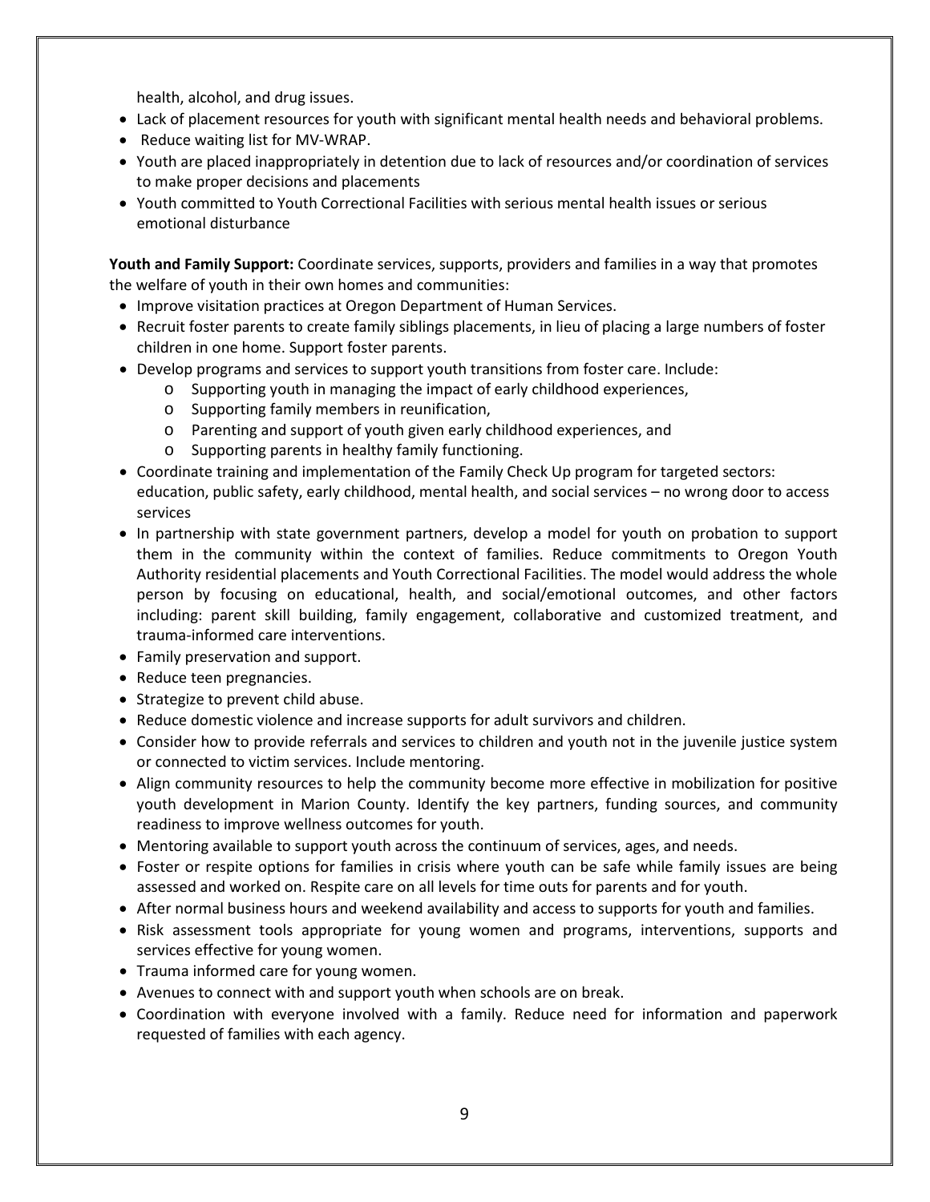health, alcohol, and drug issues.

- Lack of placement resources for youth with significant mental health needs and behavioral problems.
- Reduce waiting list for MV-WRAP.
- Youth are placed inappropriately in detention due to lack of resources and/or coordination of services to make proper decisions and placements
- Youth committed to Youth Correctional Facilities with serious mental health issues or serious emotional disturbance

**Youth and Family Support:** Coordinate services, supports, providers and families in a way that promotes the welfare of youth in their own homes and communities:

- Improve visitation practices at Oregon Department of Human Services.
- Recruit foster parents to create family siblings placements, in lieu of placing a large numbers of foster children in one home. Support foster parents.
- Develop programs and services to support youth transitions from foster care. Include:
    - Supporting youth in managing the impact of early childhood experiences,
    - Supporting family members in reunification,
    - Parenting and support of youth given early childhood experiences, and
    - Supporting parents in healthy family functioning.
- Coordinate training and implementation of the Family Check Up program for targeted sectors: education, public safety, early childhood, mental health, and social services – no wrong door to access services
- In partnership with state government partners, develop a model for youth on probation to support them in the community within the context of families. Reduce commitments to Oregon Youth Authority residential placements and Youth Correctional Facilities. The model would address the whole person by focusing on educational, health, and social/emotional outcomes, and other factors including: parent skill building, family engagement, collaborative and customized treatment, and trauma-informed care interventions.
- Family preservation and support.
- Reduce teen pregnancies.
- Strategize to prevent child abuse.
- Reduce domestic violence and increase supports for adult survivors and children.
- Consider how to provide referrals and services to children and youth not in the juvenile justice system or connected to victim services. Include mentoring.
- Align community resources to help the community become more effective in mobilization for positive youth development in Marion County. Identify the key partners, funding sources, and community readiness to improve wellness outcomes for youth.
- Mentoring available to support youth across the continuum of services, ages, and needs.
- Foster or respite options for families in crisis where youth can be safe while family issues are being assessed and worked on. Respite care on all levels for time outs for parents and for youth.
- After normal business hours and weekend availability and access to supports for youth and families.
- Risk assessment tools appropriate for young women and programs, interventions, supports and services effective for young women.
- Trauma informed care for young women.
- Avenues to connect with and support youth when schools are on break.
- Coordination with everyone involved with a family. Reduce need for information and paperwork requested of families with each agency.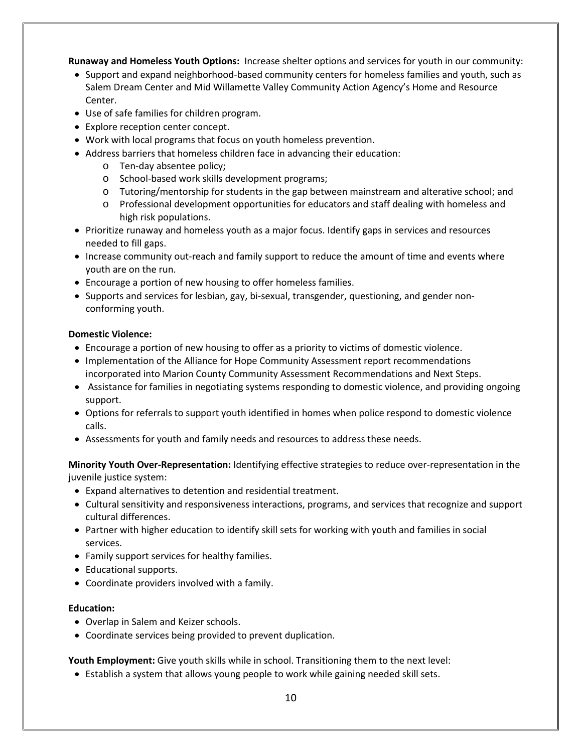**Runaway and Homeless Youth Options:** Increase shelter options and services for youth in our community:

- Support and expand neighborhood-based community centers for homeless families and youth, such as Salem Dream Center and Mid Willamette Valley Community Action Agency's Home and Resource Center.
- Use of safe families for children program.
- Explore reception center concept.
- Work with local programs that focus on youth homeless prevention.
- Address barriers that homeless children face in advancing their education:
  - Ten-day absentee policy;
  - School-based work skills development programs;
  - Tutoring/mentorship for students in the gap between mainstream and alterative school; and
  - Professional development opportunities for educators and staff dealing with homeless and high risk populations.
- Prioritize runaway and homeless youth as a major focus. Identify gaps in services and resources needed to fill gaps.
- Increase community out-reach and family support to reduce the amount of time and events where youth are on the run.
- Encourage a portion of new housing to offer homeless families.
- Supports and services for lesbian, gay, bi-sexual, transgender, questioning, and gender non-conforming youth.

**Domestic Violence:**

- Encourage a portion of new housing to offer as a priority to victims of domestic violence.
- Implementation of the Alliance for Hope Community Assessment report recommendations incorporated into Marion County Community Assessment Recommendations and Next Steps.
- Assistance for families in negotiating systems responding to domestic violence, and providing ongoing support.
- Options for referrals to support youth identified in homes when police respond to domestic violence calls.
- Assessments for youth and family needs and resources to address these needs.

**Minority Youth Over-Representation:** Identifying effective strategies to reduce over-representation in the juvenile justice system:

- Expand alternatives to detention and residential treatment.
- Cultural sensitivity and responsiveness interactions, programs, and services that recognize and support cultural differences.
- Partner with higher education to identify skill sets for working with youth and families in social services.
- Family support services for healthy families.
- Educational supports.
- Coordinate providers involved with a family.

**Education:**

- Overlap in Salem and Keizer schools.
- Coordinate services being provided to prevent duplication.

**Youth Employment:** Give youth skills while in school. Transitioning them to the next level:

- Establish a system that allows young people to work while gaining needed skill sets.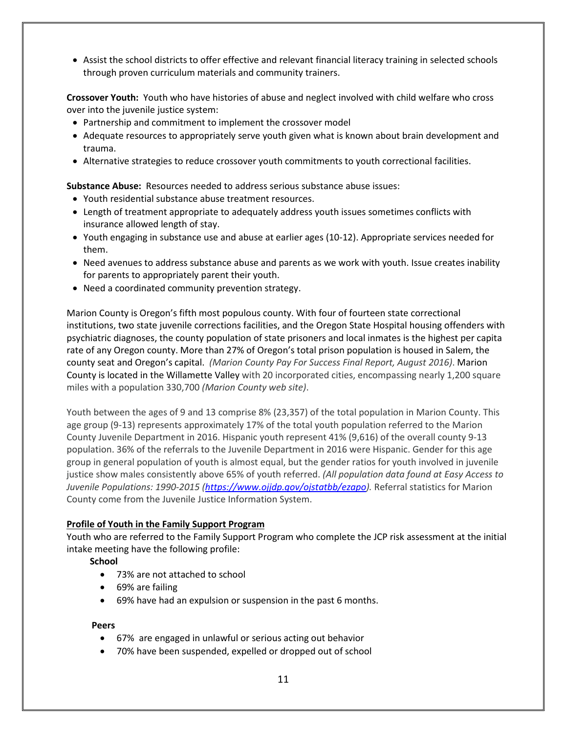- Assist the school districts to offer effective and relevant financial literacy training in selected schools through proven curriculum materials and community trainers.

**Crossover Youth:** Youth who have histories of abuse and neglect involved with child welfare who cross over into the juvenile justice system:

- Partnership and commitment to implement the crossover model
- Adequate resources to appropriately serve youth given what is known about brain development and trauma.
- Alternative strategies to reduce crossover youth commitments to youth correctional facilities.

**Substance Abuse:** Resources needed to address serious substance abuse issues:

- Youth residential substance abuse treatment resources.
- Length of treatment appropriate to adequately address youth issues sometimes conflicts with insurance allowed length of stay.
- Youth engaging in substance use and abuse at earlier ages (10-12). Appropriate services needed for them.
- Need avenues to address substance abuse and parents as we work with youth. Issue creates inability for parents to appropriately parent their youth.
- Need a coordinated community prevention strategy.

Marion County is Oregon's fifth most populous county. With four of fourteen state correctional institutions, two state juvenile corrections facilities, and the Oregon State Hospital housing offenders with psychiatric diagnoses, the county population of state prisoners and local inmates is the highest per capita rate of any Oregon county. More than 27% of Oregon's total prison population is housed in Salem, the county seat and Oregon's capital. *(Marion County Pay For Success Final Report, August 2016)*. Marion County is located in the Willamette Valley with 20 incorporated cities, encompassing nearly 1,200 square miles with a population 330,700 *(Marion County web site)*.

Youth between the ages of 9 and 13 comprise 8% (23,357) of the total population in Marion County. This age group (9-13) represents approximately 17% of the total youth population referred to the Marion County Juvenile Department in 2016. Hispanic youth represent 41% (9,616) of the overall county 9-13 population. 36% of the referrals to the Juvenile Department in 2016 were Hispanic. Gender for this age group in general population of youth is almost equal, but the gender ratios for youth involved in juvenile justice show males consistently above 65% of youth referred. *(All population data found at Easy Access to Juvenile Populations: 1990-2015 ([https://www.ojjdp.gov/ojstatbb/ezapo](https://www.ojjdp.gov/ojstatbb/ezapo))*. Referral statistics for Marion County come from the Juvenile Justice Information System.

**Profile of Youth in the Family Support Program**

Youth who are referred to the Family Support Program who complete the JCP risk assessment at the initial intake meeting have the following profile:

**School**

- 73% are not attached to school
- 69% are failing
- 69% have had an expulsion or suspension in the past 6 months.

**Peers**

- 67% are engaged in unlawful or serious acting out behavior
- 70% have been suspended, expelled or dropped out of school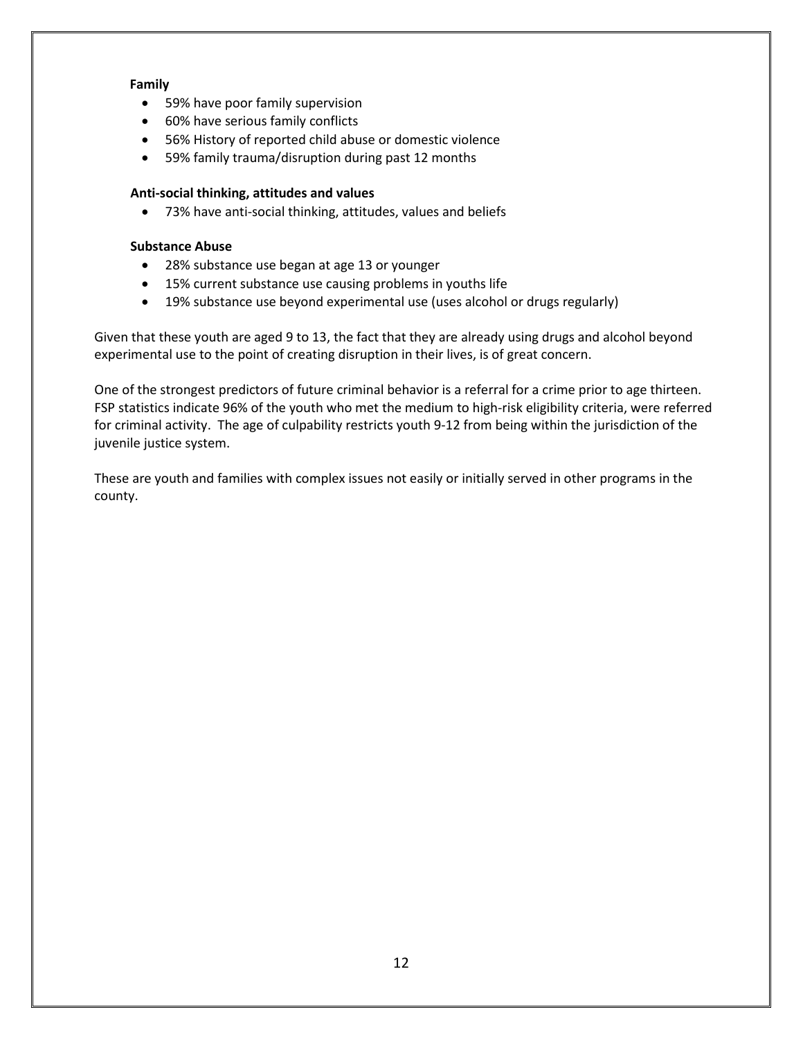**Family**

- 59% have poor family supervision
- 60% have serious family conflicts
- 56% History of reported child abuse or domestic violence
- 59% family trauma/disruption during past 12 months

**Anti-social thinking, attitudes and values**

- 73% have anti-social thinking, attitudes, values and beliefs

**Substance Abuse**

- 28% substance use began at age 13 or younger
- 15% current substance use causing problems in youths life
- 19% substance use beyond experimental use (uses alcohol or drugs regularly)

Given that these youth are aged 9 to 13, the fact that they are already using drugs and alcohol beyond experimental use to the point of creating disruption in their lives, is of great concern.

One of the strongest predictors of future criminal behavior is a referral for a crime prior to age thirteen. FSP statistics indicate 96% of the youth who met the medium to high-risk eligibility criteria, were referred for criminal activity. The age of culpability restricts youth 9-12 from being within the jurisdiction of the juvenile justice system.

These are youth and families with complex issues not easily or initially served in other programs in the county.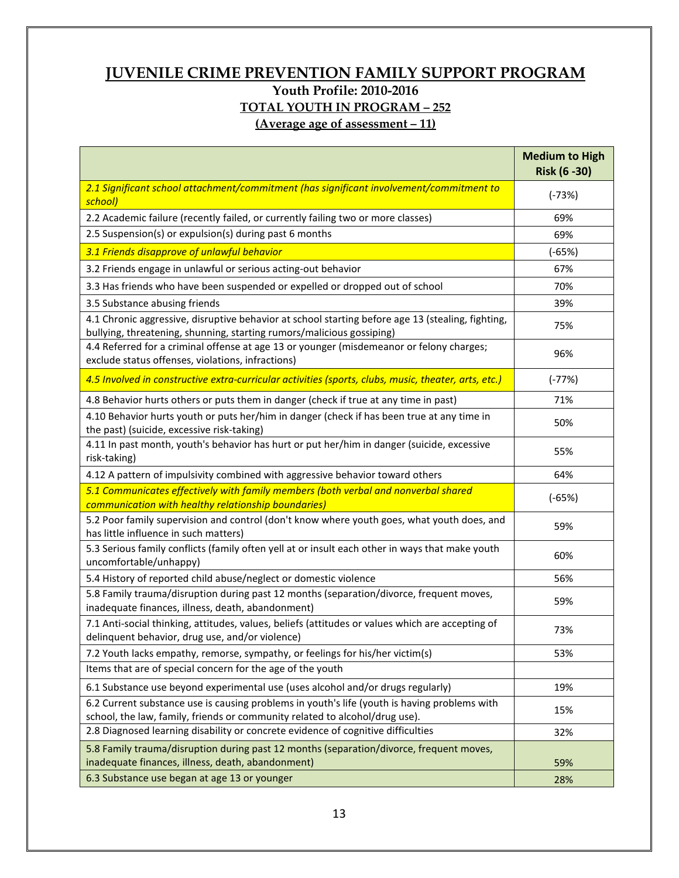# JUVENILE CRIME PREVENTION FAMILY SUPPORT PROGRAM

## Youth Profile: 2010-2016

**TOTAL YOUTH IN PROGRAM – 252**

**(Average age of assessment – 11)**

| | Medium to High Risk (6 -30) |
|---|---|
| *2.1 Significant school attachment/commitment (has significant involvement/commitment to school)* | (-73%) |
| 2.2 Academic failure (recently failed, or currently failing two or more classes) | 69% |
| 2.5 Suspension(s) or expulsion(s) during past 6 months | 69% |
| *3.1 Friends disapprove of unlawful behavior* | (-65%) |
| 3.2 Friends engage in unlawful or serious acting-out behavior | 67% |
| 3.3 Has friends who have been suspended or expelled or dropped out of school | 70% |
| 3.5 Substance abusing friends | 39% |
| 4.1 Chronic aggressive, disruptive behavior at school starting before age 13 (stealing, fighting, bullying, threatening, shunning, starting rumors/malicious gossiping) | 75% |
| 4.4 Referred for a criminal offense at age 13 or younger (misdemeanor or felony charges; exclude status offenses, violations, infractions) | 96% |
| *4.5 Involved in constructive extra-curricular activities (sports, clubs, music, theater, arts, etc.)* | (-77%) |
| 4.8 Behavior hurts others or puts them in danger (check if true at any time in past) | 71% |
| 4.10 Behavior hurts youth or puts her/him in danger (check if has been true at any time in the past) (suicide, excessive risk-taking) | 50% |
| 4.11 In past month, youth's behavior has hurt or put her/him in danger (suicide, excessive risk-taking) | 55% |
| 4.12 A pattern of impulsivity combined with aggressive behavior toward others | 64% |
| *5.1 Communicates effectively with family members (both verbal and nonverbal shared communication with healthy relationship boundaries)* | (-65%) |
| 5.2 Poor family supervision and control (don't know where youth goes, what youth does, and has little influence in such matters) | 59% |
| 5.3 Serious family conflicts (family often yell at or insult each other in ways that make youth uncomfortable/unhappy) | 60% |
| 5.4 History of reported child abuse/neglect or domestic violence | 56% |
| 5.8 Family trauma/disruption during past 12 months (separation/divorce, frequent moves, inadequate finances, illness, death, abandonment) | 59% |
| 7.1 Anti-social thinking, attitudes, values, beliefs (attitudes or values which are accepting of delinquent behavior, drug use, and/or violence) | 73% |
| 7.2 Youth lacks empathy, remorse, sympathy, or feelings for his/her victim(s) | 53% |
| Items that are of special concern for the age of the youth | |
| 6.1 Substance use beyond experimental use (uses alcohol and/or drugs regularly) | 19% |
| 6.2 Current substance use is causing problems in youth's life (youth is having problems with school, the law, family, friends or community related to alcohol/drug use). | 15% |
| 2.8 Diagnosed learning disability or concrete evidence of cognitive difficulties | 32% |
| 5.8 Family trauma/disruption during past 12 months (separation/divorce, frequent moves, inadequate finances, illness, death, abandonment) | 59% |
| 6.3 Substance use began at age 13 or younger | 28% |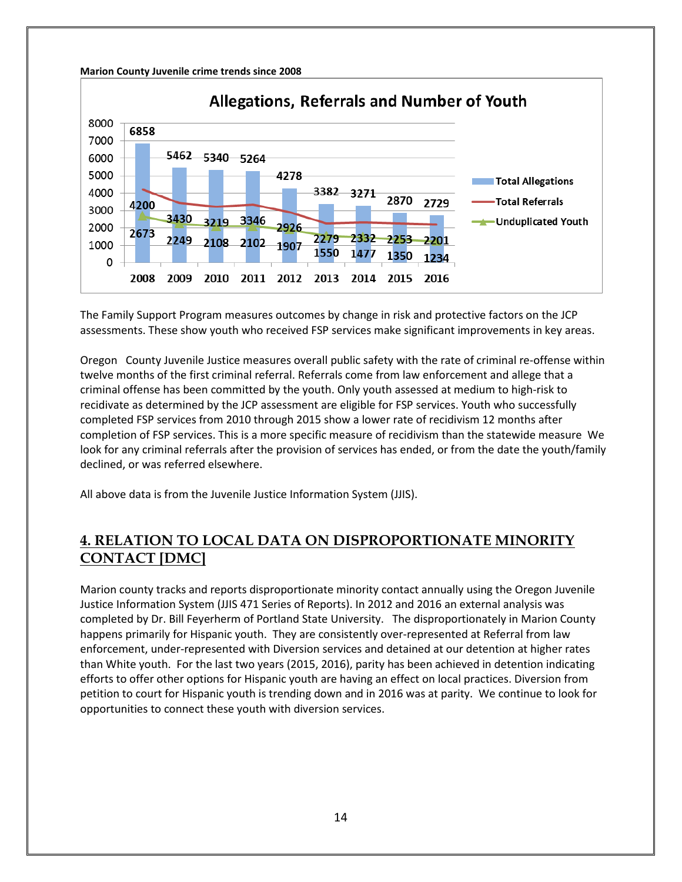**Marion County Juvenile crime trends since 2008**

**Allegations, Referrals and Number of Youth**

| Year | Total Allegations | Total Referrals | Unduplicated Youth |
|---|---|---|---|
| 2008 | 6858 | 4200 | 2673 |
| 2009 | 5462 | 3430 | 2249 |
| 2010 | 5340 | 3219 | 2108 |
| 2011 | 5264 | 3346 | 2102 |
| 2012 | 4278 | 2926 | 1907 |
| 2013 | 3382 | 2279 | 1550 |
| 2014 | 3271 | 2332 | 1477 |
| 2015 | 2870 | 2253 | 1350 |
| 2016 | 2729 | 2201 | 1234 |

The Family Support Program measures outcomes by change in risk and protective factors on the JCP assessments. These show youth who received FSP services make significant improvements in key areas.

Oregon County Juvenile Justice measures overall public safety with the rate of criminal re-offense within twelve months of the first criminal referral. Referrals come from law enforcement and allege that a criminal offense has been committed by the youth. Only youth assessed at medium to high-risk to recidivate as determined by the JCP assessment are eligible for FSP services. Youth who successfully completed FSP services from 2010 through 2015 show a lower rate of recidivism 12 months after completion of FSP services. This is a more specific measure of recidivism than the statewide measure We look for any criminal referrals after the provision of services has ended, or from the date the youth/family declined, or was referred elsewhere.

All above data is from the Juvenile Justice Information System (JJIS).

## 4. RELATION TO LOCAL DATA ON DISPROPORTIONATE MINORITY CONTACT [DMC]

Marion county tracks and reports disproportionate minority contact annually using the Oregon Juvenile Justice Information System (JJIS 471 Series of Reports). In 2012 and 2016 an external analysis was completed by Dr. Bill Feyerherm of Portland State University. The disproportionately in Marion County happens primarily for Hispanic youth. They are consistently over-represented at Referral from law enforcement, under-represented with Diversion services and detained at our detention at higher rates than White youth. For the last two years (2015, 2016), parity has been achieved in detention indicating efforts to offer other options for Hispanic youth are having an effect on local practices. Diversion from petition to court for Hispanic youth is trending down and in 2016 was at parity. We continue to look for opportunities to connect these youth with diversion services.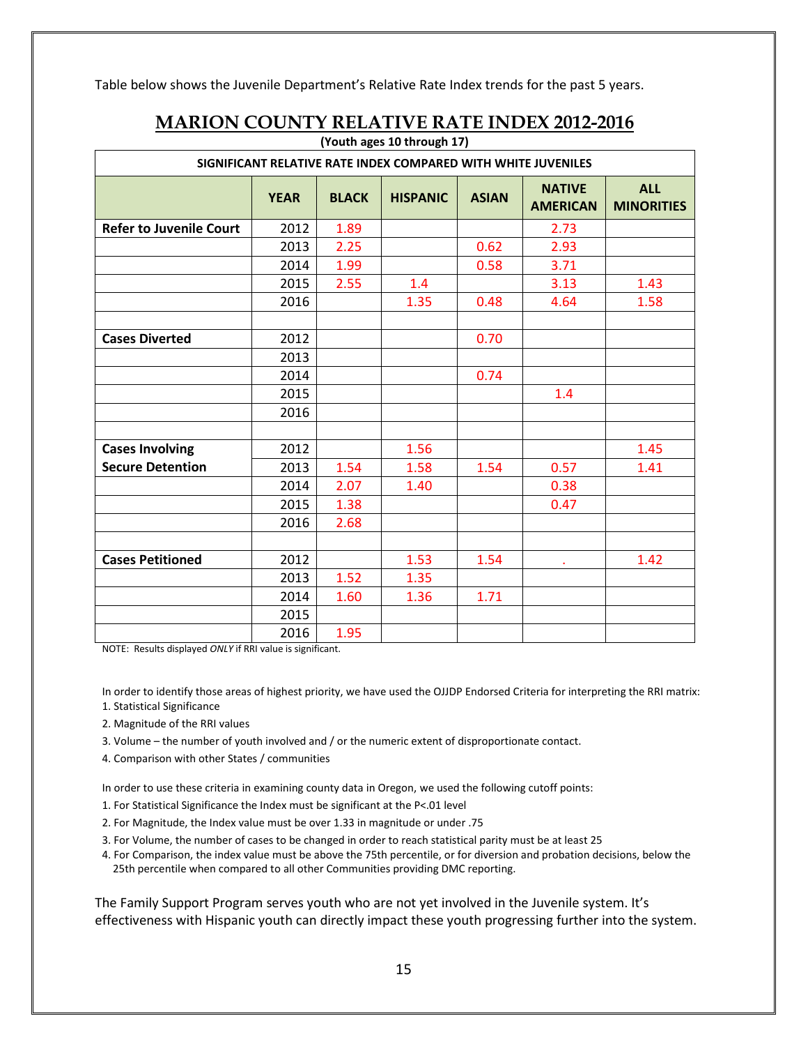Table below shows the Juvenile Department's Relative Rate Index trends for the past 5 years.

## MARION COUNTY RELATIVE RATE INDEX 2012-2016

**(Youth ages 10 through 17)**

| SIGNIFICANT RELATIVE RATE INDEX COMPARED WITH WHITE JUVENILES | | | | | | |
|---|---|---|---|---|---|---|
| | **YEAR** | **BLACK** | **HISPANIC** | **ASIAN** | **NATIVE AMERICAN** | **ALL MINORITIES** |
| **Refer to Juvenile Court** | 2012 | 1.89 | | | 2.73 | |
| | 2013 | 2.25 | | 0.62 | 2.93 | |
| | 2014 | 1.99 | | 0.58 | 3.71 | |
| | 2015 | 2.55 | 1.4 | | 3.13 | 1.43 |
| | 2016 | | 1.35 | 0.48 | 4.64 | 1.58 |
| | | | | | | |
| **Cases Diverted** | 2012 | | | 0.70 | | |
| | 2013 | | | | | |
| | 2014 | | | 0.74 | | |
| | 2015 | | | | 1.4 | |
| | 2016 | | | | | |
| | | | | | | |
| **Cases Involving Secure Detention** | 2012 | | 1.56 | | | 1.45 |
| | 2013 | 1.54 | 1.58 | 1.54 | 0.57 | 1.41 |
| | 2014 | 2.07 | 1.40 | | 0.38 | |
| | 2015 | 1.38 | | | 0.47 | |
| | 2016 | 2.68 | | | | |
| | | | | | | |
| **Cases Petitioned** | 2012 | | 1.53 | 1.54 | . | 1.42 |
| | 2013 | 1.52 | 1.35 | | | |
| | 2014 | 1.60 | 1.36 | 1.71 | | |
| | 2015 | | | | | |
| | 2016 | 1.95 | | | | |

NOTE: Results displayed *ONLY* if RRI value is significant.

In order to identify those areas of highest priority, we have used the OJJDP Endorsed Criteria for interpreting the RRI matrix:

1. Statistical Significance
2. Magnitude of the RRI values
3. Volume – the number of youth involved and / or the numeric extent of disproportionate contact.
4. Comparison with other States / communities

In order to use these criteria in examining county data in Oregon, we used the following cutoff points:

1. For Statistical Significance the Index must be significant at the $P<.01$ level
2. For Magnitude, the Index value must be over 1.33 in magnitude or under .75
3. For Volume, the number of cases to be changed in order to reach statistical parity must be at least 25
4. For Comparison, the index value must be above the 75th percentile, or for diversion and probation decisions, below the 25th percentile when compared to all other Communities providing DMC reporting.

The Family Support Program serves youth who are not yet involved in the Juvenile system. It's effectiveness with Hispanic youth can directly impact these youth progressing further into the system.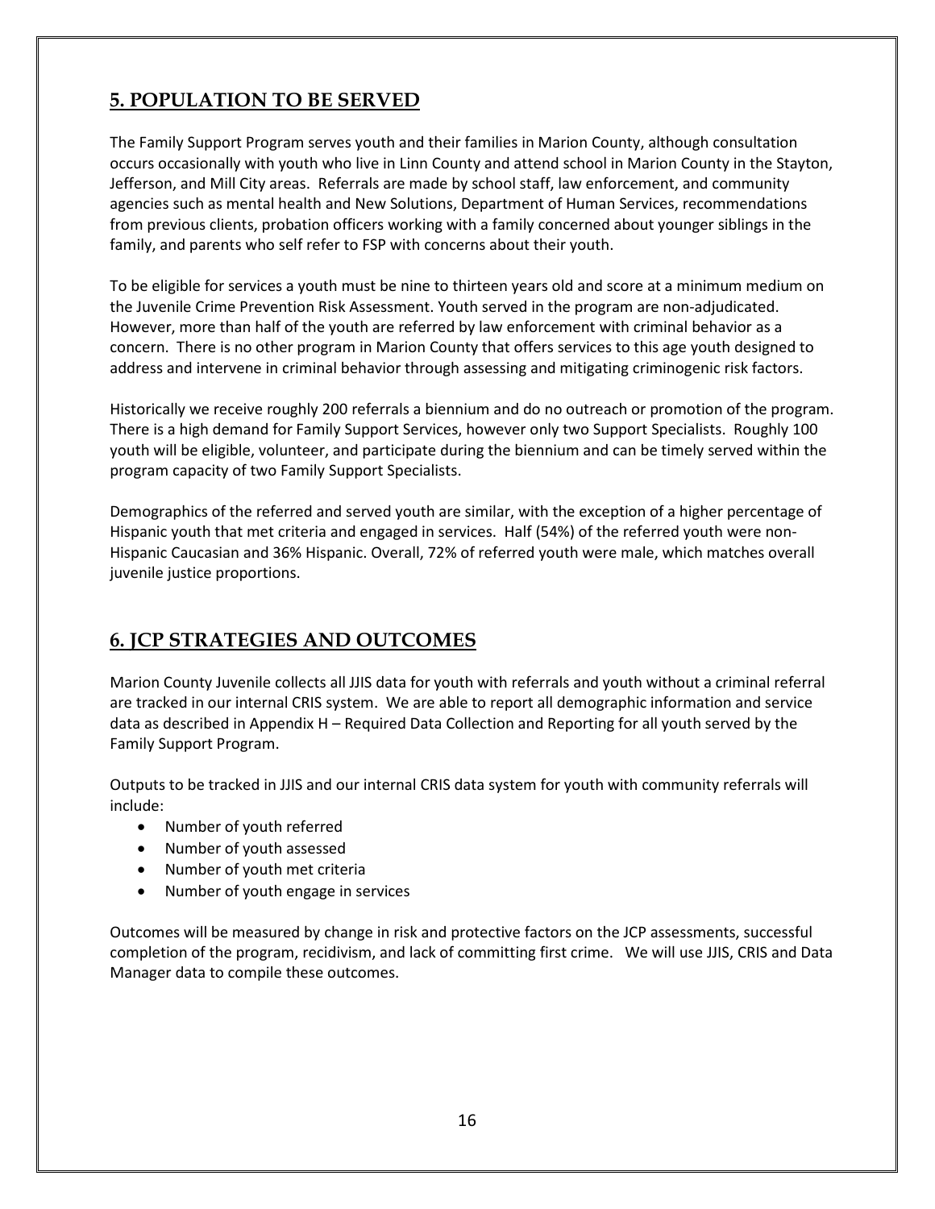## 5. POPULATION TO BE SERVED

The Family Support Program serves youth and their families in Marion County, although consultation occurs occasionally with youth who live in Linn County and attend school in Marion County in the Stayton, Jefferson, and Mill City areas. Referrals are made by school staff, law enforcement, and community agencies such as mental health and New Solutions, Department of Human Services, recommendations from previous clients, probation officers working with a family concerned about younger siblings in the family, and parents who self refer to FSP with concerns about their youth.

To be eligible for services a youth must be nine to thirteen years old and score at a minimum medium on the Juvenile Crime Prevention Risk Assessment. Youth served in the program are non-adjudicated. However, more than half of the youth are referred by law enforcement with criminal behavior as a concern. There is no other program in Marion County that offers services to this age youth designed to address and intervene in criminal behavior through assessing and mitigating criminogenic risk factors.

Historically we receive roughly 200 referrals a biennium and do no outreach or promotion of the program. There is a high demand for Family Support Services, however only two Support Specialists. Roughly 100 youth will be eligible, volunteer, and participate during the biennium and can be timely served within the program capacity of two Family Support Specialists.

Demographics of the referred and served youth are similar, with the exception of a higher percentage of Hispanic youth that met criteria and engaged in services. Half (54%) of the referred youth were non-Hispanic Caucasian and 36% Hispanic. Overall, 72% of referred youth were male, which matches overall juvenile justice proportions.

## 6. JCP STRATEGIES AND OUTCOMES

Marion County Juvenile collects all JJIS data for youth with referrals and youth without a criminal referral are tracked in our internal CRIS system. We are able to report all demographic information and service data as described in Appendix H – Required Data Collection and Reporting for all youth served by the Family Support Program.

Outputs to be tracked in JJIS and our internal CRIS data system for youth with community referrals will include:

- Number of youth referred
- Number of youth assessed
- Number of youth met criteria
- Number of youth engage in services

Outcomes will be measured by change in risk and protective factors on the JCP assessments, successful completion of the program, recidivism, and lack of committing first crime. We will use JJIS, CRIS and Data Manager data to compile these outcomes.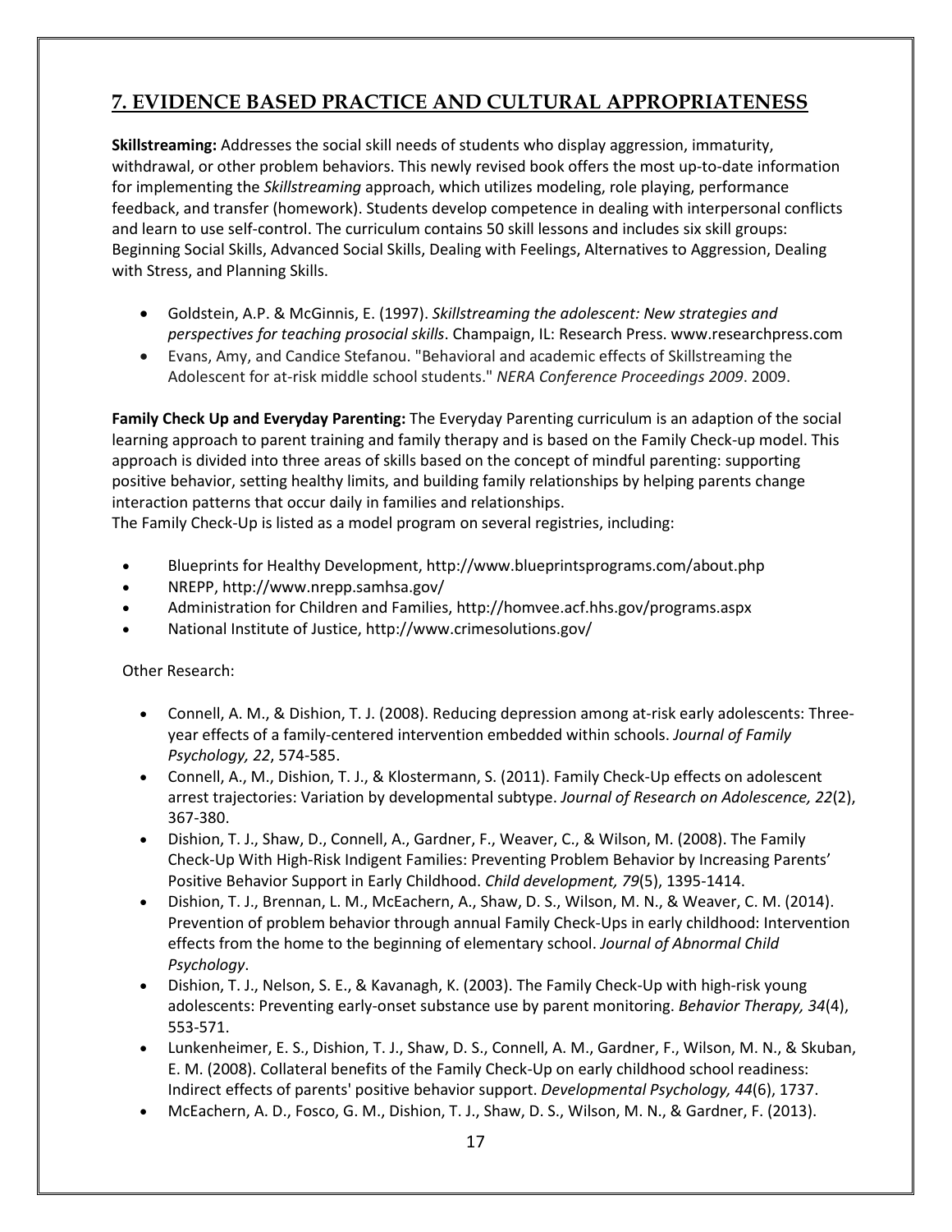## 7. EVIDENCE BASED PRACTICE AND CULTURAL APPROPRIATENESS

**Skillstreaming:** Addresses the social skill needs of students who display aggression, immaturity, withdrawal, or other problem behaviors. This newly revised book offers the most up-to-date information for implementing the *Skillstreaming* approach, which utilizes modeling, role playing, performance feedback, and transfer (homework). Students develop competence in dealing with interpersonal conflicts and learn to use self-control. The curriculum contains 50 skill lessons and includes six skill groups: Beginning Social Skills, Advanced Social Skills, Dealing with Feelings, Alternatives to Aggression, Dealing with Stress, and Planning Skills.

- Goldstein, A.P. & McGinnis, E. (1997). *Skillstreaming the adolescent: New strategies and perspectives for teaching prosocial skills*. Champaign, IL: Research Press. www.researchpress.com
- Evans, Amy, and Candice Stefanou. "Behavioral and academic effects of Skillstreaming the Adolescent for at-risk middle school students." *NERA Conference Proceedings 2009*. 2009.

**Family Check Up and Everyday Parenting:** The Everyday Parenting curriculum is an adaption of the social learning approach to parent training and family therapy and is based on the Family Check-up model. This approach is divided into three areas of skills based on the concept of mindful parenting: supporting positive behavior, setting healthy limits, and building family relationships by helping parents change interaction patterns that occur daily in families and relationships.
The Family Check-Up is listed as a model program on several registries, including:

- Blueprints for Healthy Development, http://www.blueprintsprograms.com/about.php
- NREPP, http://www.nrepp.samhsa.gov/
- Administration for Children and Families, http://homvee.acf.hhs.gov/programs.aspx
- National Institute of Justice, http://www.crimesolutions.gov/

Other Research:

- Connell, A. M., & Dishion, T. J. (2008). Reducing depression among at-risk early adolescents: Three-year effects of a family-centered intervention embedded within schools. *Journal of Family Psychology, 22*, 574-585.
- Connell, A., M., Dishion, T. J., & Klostermann, S. (2011). Family Check-Up effects on adolescent arrest trajectories: Variation by developmental subtype. *Journal of Research on Adolescence, 22*(2), 367-380.
- Dishion, T. J., Shaw, D., Connell, A., Gardner, F., Weaver, C., & Wilson, M. (2008). The Family Check-Up With High-Risk Indigent Families: Preventing Problem Behavior by Increasing Parents' Positive Behavior Support in Early Childhood. *Child development, 79*(5), 1395-1414.
- Dishion, T. J., Brennan, L. M., McEachern, A., Shaw, D. S., Wilson, M. N., & Weaver, C. M. (2014). Prevention of problem behavior through annual Family Check-Ups in early childhood: Intervention effects from the home to the beginning of elementary school. *Journal of Abnormal Child Psychology*.
- Dishion, T. J., Nelson, S. E., & Kavanagh, K. (2003). The Family Check-Up with high-risk young adolescents: Preventing early-onset substance use by parent monitoring. *Behavior Therapy, 34*(4), 553-571.
- Lunkenheimer, E. S., Dishion, T. J., Shaw, D. S., Connell, A. M., Gardner, F., Wilson, M. N., & Skuban, E. M. (2008). Collateral benefits of the Family Check-Up on early childhood school readiness: Indirect effects of parents' positive behavior support. *Developmental Psychology, 44*(6), 1737.
- McEachern, A. D., Fosco, G. M., Dishion, T. J., Shaw, D. S., Wilson, M. N., & Gardner, F. (2013).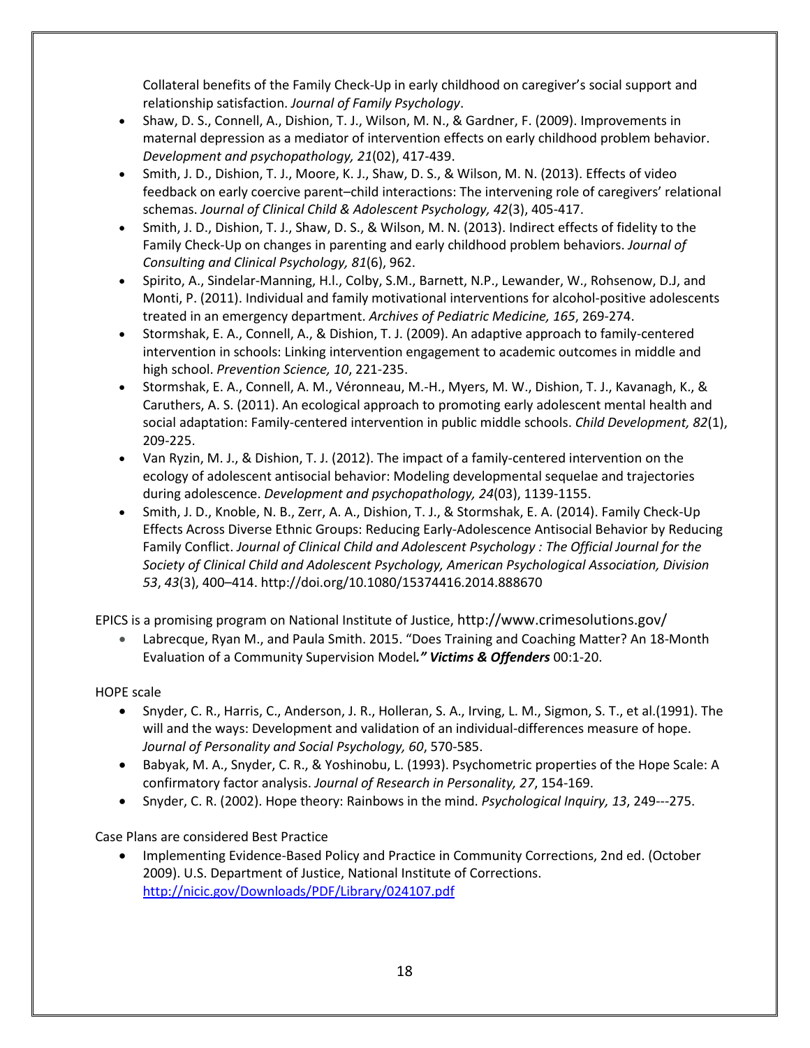Collateral benefits of the Family Check-Up in early childhood on caregiver's social support and relationship satisfaction. *Journal of Family Psychology*.

- Shaw, D. S., Connell, A., Dishion, T. J., Wilson, M. N., & Gardner, F. (2009). Improvements in maternal depression as a mediator of intervention effects on early childhood problem behavior. *Development and psychopathology, 21*(02), 417-439.
- Smith, J. D., Dishion, T. J., Moore, K. J., Shaw, D. S., & Wilson, M. N. (2013). Effects of video feedback on early coercive parent–child interactions: The intervening role of caregivers' relational schemas. *Journal of Clinical Child & Adolescent Psychology, 42*(3), 405-417.
- Smith, J. D., Dishion, T. J., Shaw, D. S., & Wilson, M. N. (2013). Indirect effects of fidelity to the Family Check-Up on changes in parenting and early childhood problem behaviors. *Journal of Consulting and Clinical Psychology, 81*(6), 962.
- Spirito, A., Sindelar-Manning, H.l., Colby, S.M., Barnett, N.P., Lewander, W., Rohsenow, D.J, and Monti, P. (2011). Individual and family motivational interventions for alcohol-positive adolescents treated in an emergency department. *Archives of Pediatric Medicine, 165*, 269-274.
- Stormshak, E. A., Connell, A., & Dishion, T. J. (2009). An adaptive approach to family-centered intervention in schools: Linking intervention engagement to academic outcomes in middle and high school. *Prevention Science, 10*, 221-235.
- Stormshak, E. A., Connell, A. M., Véronneau, M.-H., Myers, M. W., Dishion, T. J., Kavanagh, K., & Caruthers, A. S. (2011). An ecological approach to promoting early adolescent mental health and social adaptation: Family-centered intervention in public middle schools. *Child Development, 82*(1), 209-225.
- Van Ryzin, M. J., & Dishion, T. J. (2012). The impact of a family-centered intervention on the ecology of adolescent antisocial behavior: Modeling developmental sequelae and trajectories during adolescence. *Development and psychopathology, 24*(03), 1139-1155.
- Smith, J. D., Knoble, N. B., Zerr, A. A., Dishion, T. J., & Stormshak, E. A. (2014). Family Check-Up Effects Across Diverse Ethnic Groups: Reducing Early-Adolescence Antisocial Behavior by Reducing Family Conflict. *Journal of Clinical Child and Adolescent Psychology : The Official Journal for the Society of Clinical Child and Adolescent Psychology, American Psychological Association, Division 53*, *43*(3), 400–414. http://doi.org/10.1080/15374416.2014.888670

EPICS is a promising program on National Institute of Justice, http://www.crimesolutions.gov/

- Labrecque, Ryan M., and Paula Smith. 2015. "Does Training and Coaching Matter? An 18-Month Evaluation of a Community Supervision Model*." **Victims & Offenders*** 00:1-20.

HOPE scale

- Snyder, C. R., Harris, C., Anderson, J. R., Holleran, S. A., Irving, L. M., Sigmon, S. T., et al.(1991). The will and the ways: Development and validation of an individual-differences measure of hope. *Journal of Personality and Social Psychology, 60*, 570-585.
- Babyak, M. A., Snyder, C. R., & Yoshinobu, L. (1993). Psychometric properties of the Hope Scale: A confirmatory factor analysis. *Journal of Research in Personality, 27*, 154-169.
- Snyder, C. R. (2002). Hope theory: Rainbows in the mind. *Psychological Inquiry, 13*, 249---275.

Case Plans are considered Best Practice

- Implementing Evidence-Based Policy and Practice in Community Corrections, 2nd ed. (October 2009). U.S. Department of Justice, National Institute of Corrections. [http://nicic.gov/Downloads/PDF/Library/024107.pdf](http://nicic.gov/Downloads/PDF/Library/024107.pdf)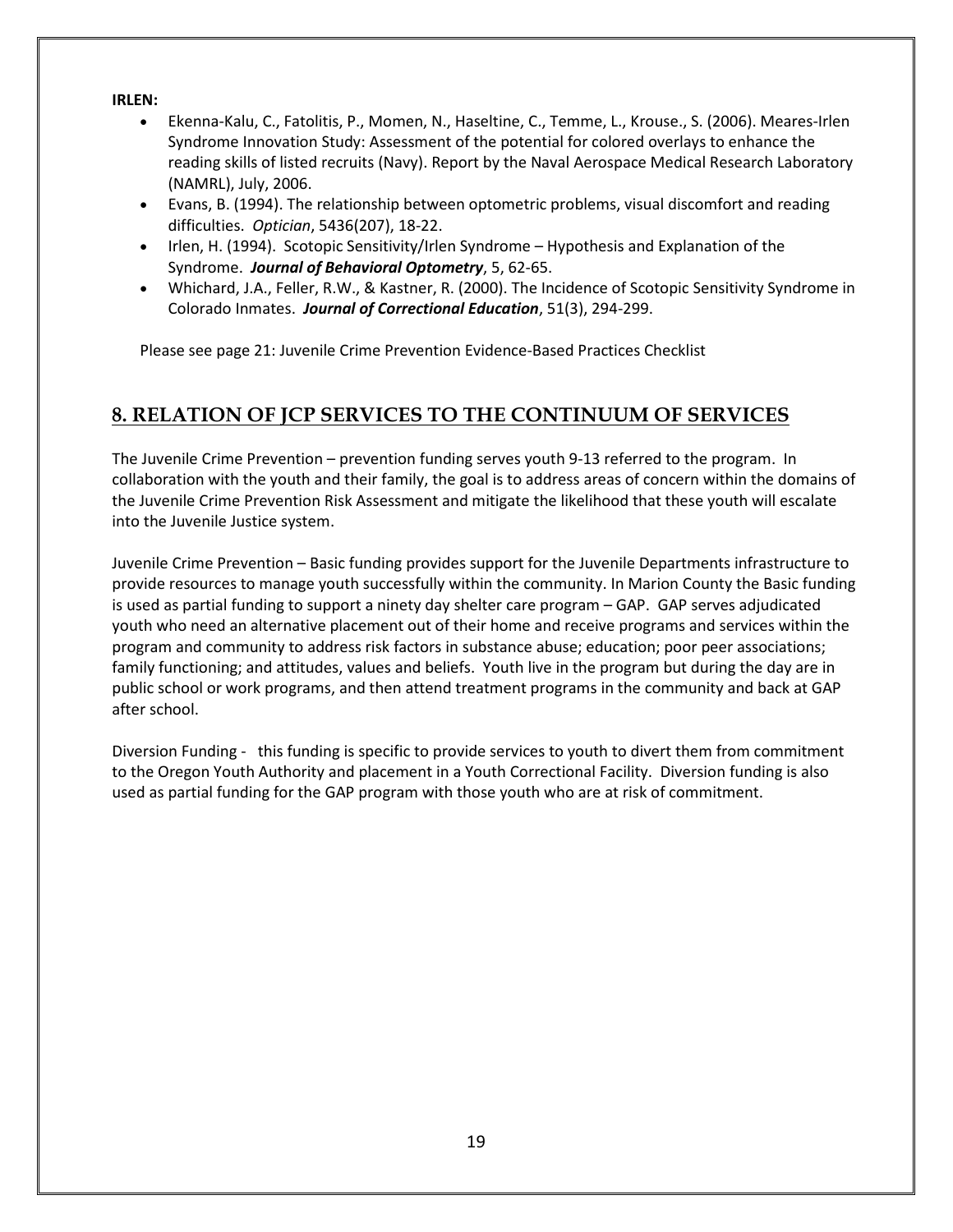**IRLEN:**

- Ekenna-Kalu, C., Fatolitis, P., Momen, N., Haseltine, C., Temme, L., Krouse., S. (2006). Meares-Irlen Syndrome Innovation Study: Assessment of the potential for colored overlays to enhance the reading skills of listed recruits (Navy). Report by the Naval Aerospace Medical Research Laboratory (NAMRL), July, 2006.
- Evans, B. (1994). The relationship between optometric problems, visual discomfort and reading difficulties. *Optician*, 5436(207), 18-22.
- Irlen, H. (1994). Scotopic Sensitivity/Irlen Syndrome – Hypothesis and Explanation of the Syndrome. ***Journal of Behavioral Optometry***, 5, 62-65.
- Whichard, J.A., Feller, R.W., & Kastner, R. (2000). The Incidence of Scotopic Sensitivity Syndrome in Colorado Inmates. ***Journal of Correctional Education***, 51(3), 294-299.

Please see page 21: Juvenile Crime Prevention Evidence-Based Practices Checklist

## 8. RELATION OF JCP SERVICES TO THE CONTINUUM OF SERVICES

The Juvenile Crime Prevention – prevention funding serves youth 9-13 referred to the program. In collaboration with the youth and their family, the goal is to address areas of concern within the domains of the Juvenile Crime Prevention Risk Assessment and mitigate the likelihood that these youth will escalate into the Juvenile Justice system.

Juvenile Crime Prevention – Basic funding provides support for the Juvenile Departments infrastructure to provide resources to manage youth successfully within the community. In Marion County the Basic funding is used as partial funding to support a ninety day shelter care program – GAP. GAP serves adjudicated youth who need an alternative placement out of their home and receive programs and services within the program and community to address risk factors in substance abuse; education; poor peer associations; family functioning; and attitudes, values and beliefs. Youth live in the program but during the day are in public school or work programs, and then attend treatment programs in the community and back at GAP after school.

Diversion Funding - this funding is specific to provide services to youth to divert them from commitment to the Oregon Youth Authority and placement in a Youth Correctional Facility. Diversion funding is also used as partial funding for the GAP program with those youth who are at risk of commitment.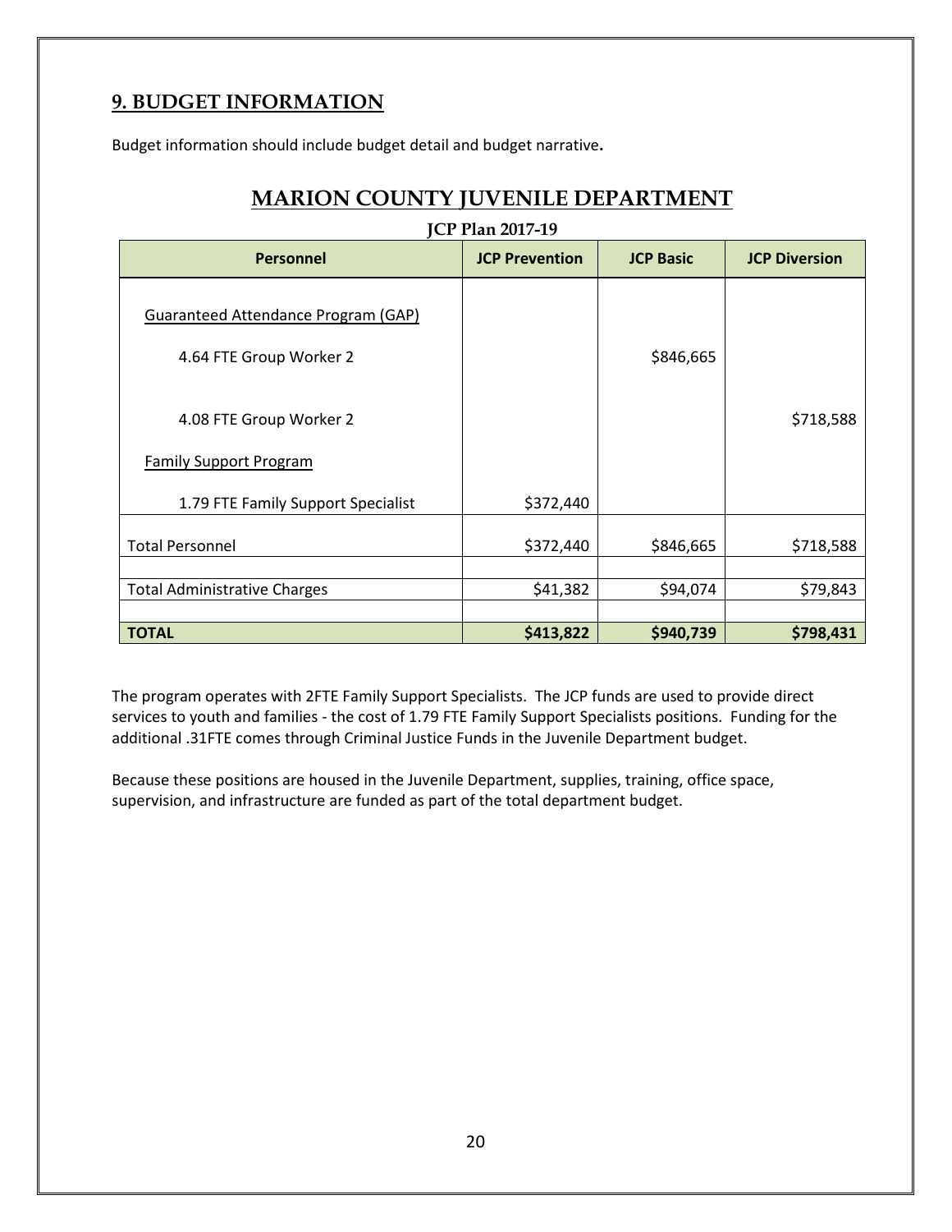## 9. BUDGET INFORMATION

Budget information should include budget detail and budget narrative**.**

# MARION COUNTY JUVENILE DEPARTMENT

**JCP Plan 2017-19**

| Personnel | JCP Prevention | JCP Basic | JCP Diversion |
|---|---|---|---|
| Guaranteed Attendance Program (GAP) | | | |
| 4.64 FTE Group Worker 2 | | $846,665 | |
| 4.08 FTE Group Worker 2 | | | $718,588 |
| Family Support Program | | | |
| 1.79 FTE Family Support Specialist | $372,440 | | |
| Total Personnel | $372,440 | $846,665 | $718,588 |
| Total Administrative Charges | $41,382 | $94,074 | $79,843 |
| **TOTAL** | **$413,822** | **$940,739** | **$798,431** |

The program operates with 2FTE Family Support Specialists. The JCP funds are used to provide direct services to youth and families - the cost of 1.79 FTE Family Support Specialists positions. Funding for the additional .31FTE comes through Criminal Justice Funds in the Juvenile Department budget.

Because these positions are housed in the Juvenile Department, supplies, training, office space, supervision, and infrastructure are funded as part of the total department budget.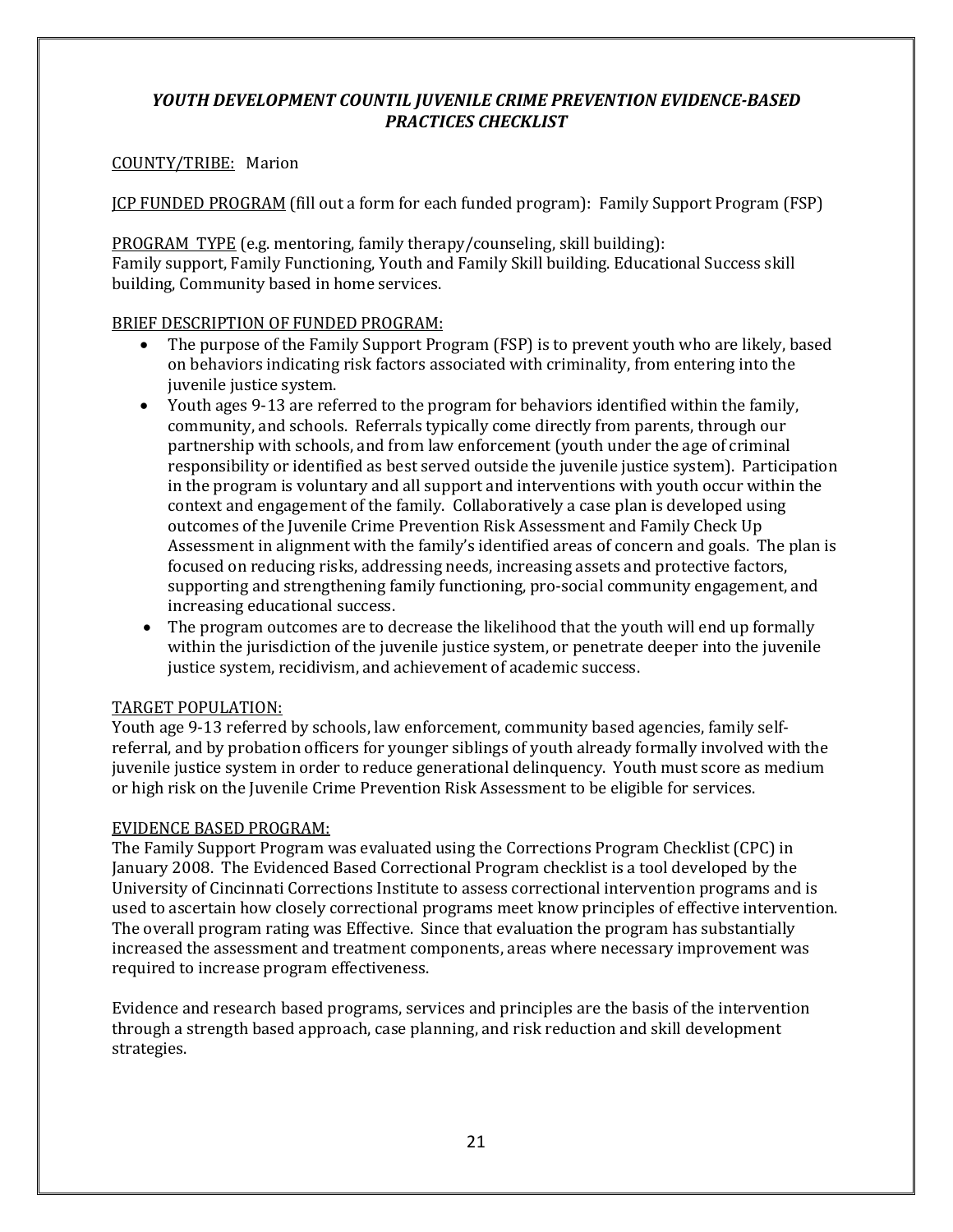### *YOUTH DEVELOPMENT COUNTIL JUVENILE CRIME PREVENTION EVIDENCE-BASED PRACTICES CHECKLIST*

COUNTY/TRIBE: Marion

JCP FUNDED PROGRAM (fill out a form for each funded program): Family Support Program (FSP)

PROGRAM TYPE (e.g. mentoring, family therapy/counseling, skill building):
Family support, Family Functioning, Youth and Family Skill building. Educational Success skill building, Community based in home services.

BRIEF DESCRIPTION OF FUNDED PROGRAM:

- The purpose of the Family Support Program (FSP) is to prevent youth who are likely, based on behaviors indicating risk factors associated with criminality, from entering into the juvenile justice system.
- Youth ages 9-13 are referred to the program for behaviors identified within the family, community, and schools. Referrals typically come directly from parents, through our partnership with schools, and from law enforcement (youth under the age of criminal responsibility or identified as best served outside the juvenile justice system). Participation in the program is voluntary and all support and interventions with youth occur within the context and engagement of the family. Collaboratively a case plan is developed using outcomes of the Juvenile Crime Prevention Risk Assessment and Family Check Up Assessment in alignment with the family's identified areas of concern and goals. The plan is focused on reducing risks, addressing needs, increasing assets and protective factors, supporting and strengthening family functioning, pro-social community engagement, and increasing educational success.
- The program outcomes are to decrease the likelihood that the youth will end up formally within the jurisdiction of the juvenile justice system, or penetrate deeper into the juvenile justice system, recidivism, and achievement of academic success.

TARGET POPULATION:
Youth age 9-13 referred by schools, law enforcement, community based agencies, family self-referral, and by probation officers for younger siblings of youth already formally involved with the juvenile justice system in order to reduce generational delinquency. Youth must score as medium or high risk on the Juvenile Crime Prevention Risk Assessment to be eligible for services.

EVIDENCE BASED PROGRAM:
The Family Support Program was evaluated using the Corrections Program Checklist (CPC) in January 2008. The Evidenced Based Correctional Program checklist is a tool developed by the University of Cincinnati Corrections Institute to assess correctional intervention programs and is used to ascertain how closely correctional programs meet know principles of effective intervention. The overall program rating was Effective. Since that evaluation the program has substantially increased the assessment and treatment components, areas where necessary improvement was required to increase program effectiveness.

Evidence and research based programs, services and principles are the basis of the intervention through a strength based approach, case planning, and risk reduction and skill development strategies.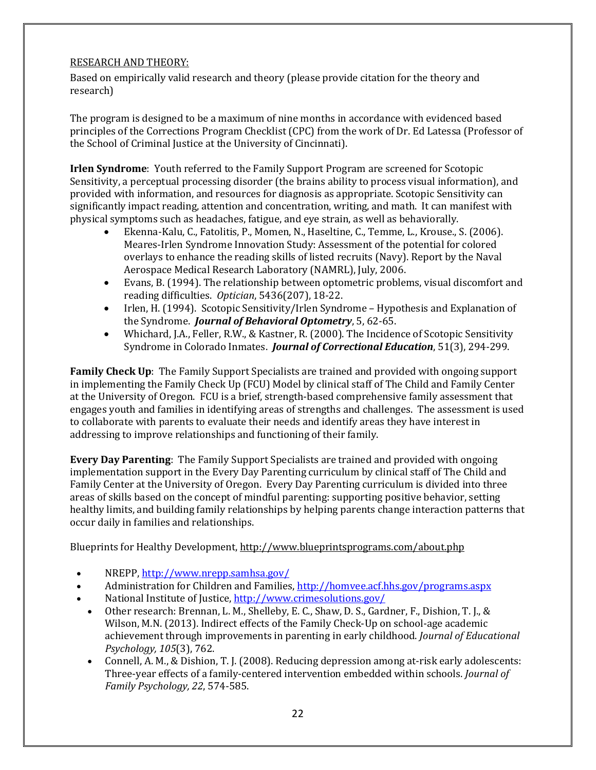RESEARCH AND THEORY:

Based on empirically valid research and theory (please provide citation for the theory and research)

The program is designed to be a maximum of nine months in accordance with evidenced based principles of the Corrections Program Checklist (CPC) from the work of Dr. Ed Latessa (Professor of the School of Criminal Justice at the University of Cincinnati).

**Irlen Syndrome**: Youth referred to the Family Support Program are screened for Scotopic Sensitivity, a perceptual processing disorder (the brains ability to process visual information), and provided with information, and resources for diagnosis as appropriate. Scotopic Sensitivity can significantly impact reading, attention and concentration, writing, and math. It can manifest with physical symptoms such as headaches, fatigue, and eye strain, as well as behaviorally.

- Ekenna-Kalu, C., Fatolitis, P., Momen, N., Haseltine, C., Temme, L., Krouse., S. (2006). Meares-Irlen Syndrome Innovation Study: Assessment of the potential for colored overlays to enhance the reading skills of listed recruits (Navy). Report by the Naval Aerospace Medical Research Laboratory (NAMRL), July, 2006.
- Evans, B. (1994). The relationship between optometric problems, visual discomfort and reading difficulties. *Optician*, 5436(207), 18-22.
- Irlen, H. (1994). Scotopic Sensitivity/Irlen Syndrome – Hypothesis and Explanation of the Syndrome. ***Journal of Behavioral Optometry***, 5, 62-65.
- Whichard, J.A., Feller, R.W., & Kastner, R. (2000). The Incidence of Scotopic Sensitivity Syndrome in Colorado Inmates. ***Journal of Correctional Education***, 51(3), 294-299.

**Family Check Up**: The Family Support Specialists are trained and provided with ongoing support in implementing the Family Check Up (FCU) Model by clinical staff of The Child and Family Center at the University of Oregon. FCU is a brief, strength-based comprehensive family assessment that engages youth and families in identifying areas of strengths and challenges. The assessment is used to collaborate with parents to evaluate their needs and identify areas they have interest in addressing to improve relationships and functioning of their family.

**Every Day Parenting**: The Family Support Specialists are trained and provided with ongoing implementation support in the Every Day Parenting curriculum by clinical staff of The Child and Family Center at the University of Oregon. Every Day Parenting curriculum is divided into three areas of skills based on the concept of mindful parenting: supporting positive behavior, setting healthy limits, and building family relationships by helping parents change interaction patterns that occur daily in families and relationships.

Blueprints for Healthy Development, http://www.blueprintsprograms.com/about.php

- NREPP, http://www.nrepp.samhsa.gov/
- Administration for Children and Families, http://homvee.acf.hhs.gov/programs.aspx
- National Institute of Justice, http://www.crimesolutions.gov/
- Other research: Brennan, L. M., Shelleby, E. C., Shaw, D. S., Gardner, F., Dishion, T. J., & Wilson, M.N. (2013). Indirect effects of the Family Check-Up on school-age academic achievement through improvements in parenting in early childhood. *Journal of Educational Psychology, 105*(3), 762.
- Connell, A. M., & Dishion, T. J. (2008). Reducing depression among at-risk early adolescents: Three-year effects of a family-centered intervention embedded within schools. *Journal of Family Psychology, 22*, 574-585.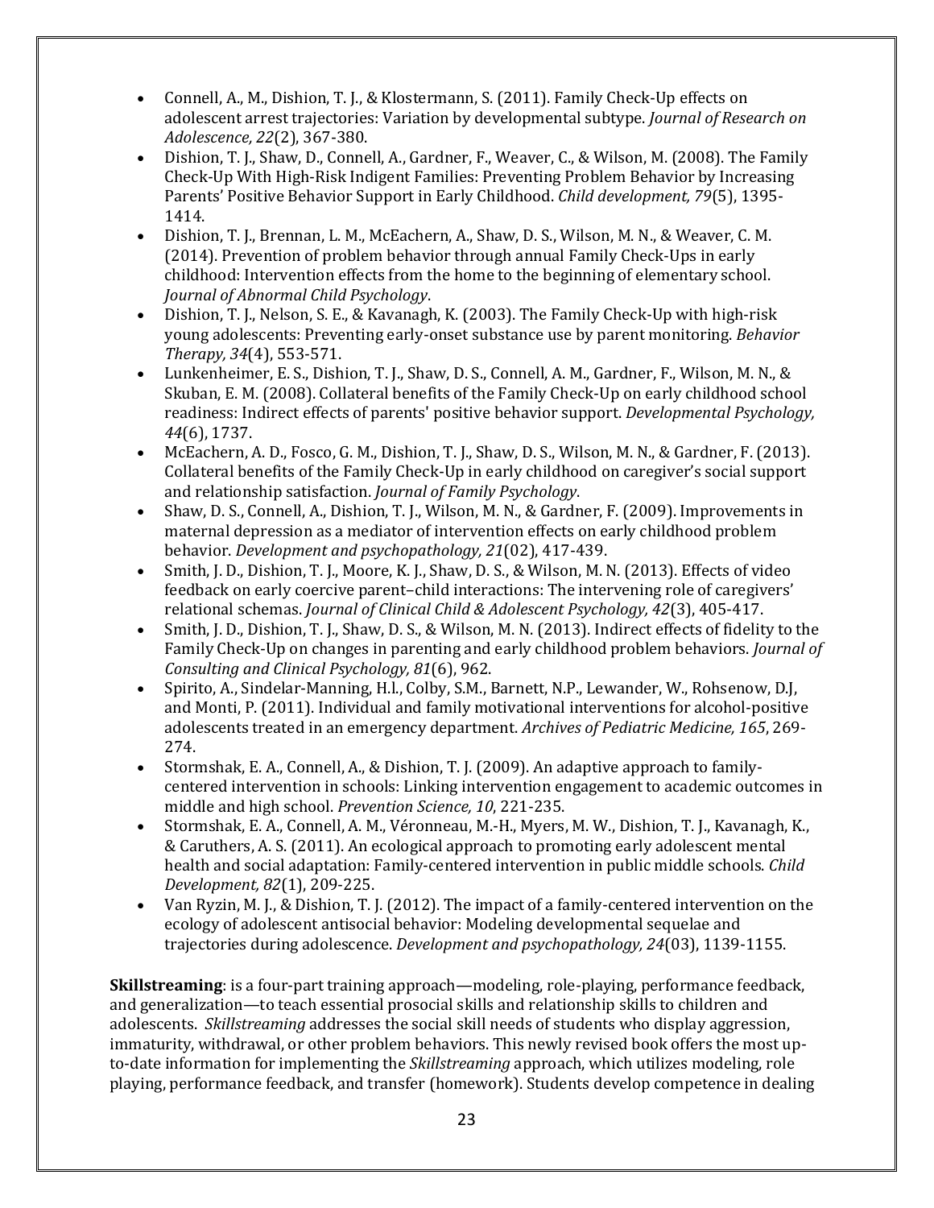- Connell, A., M., Dishion, T. J., & Klostermann, S. (2011). Family Check-Up effects on adolescent arrest trajectories: Variation by developmental subtype. *Journal of Research on Adolescence, 22*(2), 367-380.
- Dishion, T. J., Shaw, D., Connell, A., Gardner, F., Weaver, C., & Wilson, M. (2008). The Family Check-Up With High-Risk Indigent Families: Preventing Problem Behavior by Increasing Parents' Positive Behavior Support in Early Childhood. *Child development, 79*(5), 1395-1414.
- Dishion, T. J., Brennan, L. M., McEachern, A., Shaw, D. S., Wilson, M. N., & Weaver, C. M. (2014). Prevention of problem behavior through annual Family Check-Ups in early childhood: Intervention effects from the home to the beginning of elementary school. *Journal of Abnormal Child Psychology*.
- Dishion, T. J., Nelson, S. E., & Kavanagh, K. (2003). The Family Check-Up with high-risk young adolescents: Preventing early-onset substance use by parent monitoring. *Behavior Therapy, 34*(4), 553-571.
- Lunkenheimer, E. S., Dishion, T. J., Shaw, D. S., Connell, A. M., Gardner, F., Wilson, M. N., & Skuban, E. M. (2008). Collateral benefits of the Family Check-Up on early childhood school readiness: Indirect effects of parents' positive behavior support. *Developmental Psychology, 44*(6), 1737.
- McEachern, A. D., Fosco, G. M., Dishion, T. J., Shaw, D. S., Wilson, M. N., & Gardner, F. (2013). Collateral benefits of the Family Check-Up in early childhood on caregiver's social support and relationship satisfaction. *Journal of Family Psychology*.
- Shaw, D. S., Connell, A., Dishion, T. J., Wilson, M. N., & Gardner, F. (2009). Improvements in maternal depression as a mediator of intervention effects on early childhood problem behavior. *Development and psychopathology, 21*(02), 417-439.
- Smith, J. D., Dishion, T. J., Moore, K. J., Shaw, D. S., & Wilson, M. N. (2013). Effects of video feedback on early coercive parent–child interactions: The intervening role of caregivers' relational schemas. *Journal of Clinical Child & Adolescent Psychology, 42*(3), 405-417.
- Smith, J. D., Dishion, T. J., Shaw, D. S., & Wilson, M. N. (2013). Indirect effects of fidelity to the Family Check-Up on changes in parenting and early childhood problem behaviors. *Journal of Consulting and Clinical Psychology, 81*(6), 962.
- Spirito, A., Sindelar-Manning, H.l., Colby, S.M., Barnett, N.P., Lewander, W., Rohsenow, D.J, and Monti, P. (2011). Individual and family motivational interventions for alcohol-positive adolescents treated in an emergency department. *Archives of Pediatric Medicine, 165*, 269-274.
- Stormshak, E. A., Connell, A., & Dishion, T. J. (2009). An adaptive approach to family-centered intervention in schools: Linking intervention engagement to academic outcomes in middle and high school. *Prevention Science, 10*, 221-235.
- Stormshak, E. A., Connell, A. M., Véronneau, M.-H., Myers, M. W., Dishion, T. J., Kavanagh, K., & Caruthers, A. S. (2011). An ecological approach to promoting early adolescent mental health and social adaptation: Family-centered intervention in public middle schools. *Child Development, 82*(1), 209-225.
- Van Ryzin, M. J., & Dishion, T. J. (2012). The impact of a family-centered intervention on the ecology of adolescent antisocial behavior: Modeling developmental sequelae and trajectories during adolescence. *Development and psychopathology, 24*(03), 1139-1155.

**Skillstreaming**: is a four-part training approach—modeling, role-playing, performance feedback, and generalization—to teach essential prosocial skills and relationship skills to children and adolescents. *Skillstreaming* addresses the social skill needs of students who display aggression, immaturity, withdrawal, or other problem behaviors. This newly revised book offers the most up-to-date information for implementing the *Skillstreaming* approach, which utilizes modeling, role playing, performance feedback, and transfer (homework). Students develop competence in dealing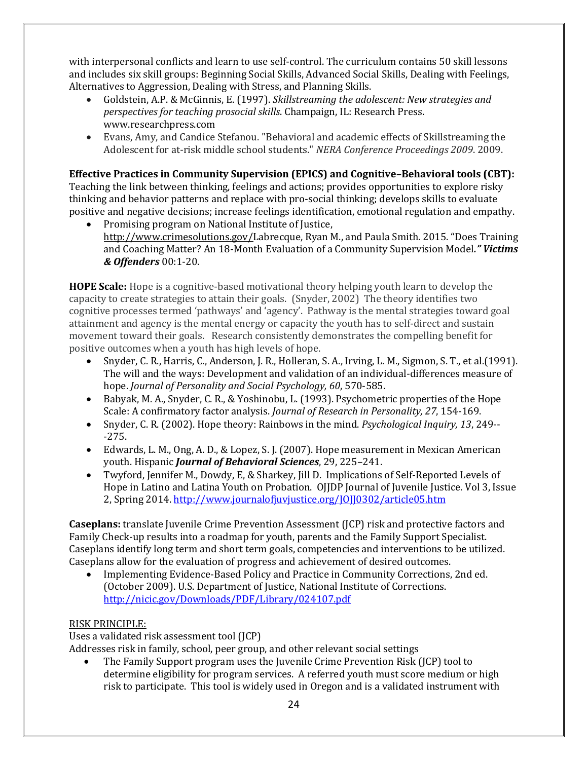with interpersonal conflicts and learn to use self-control. The curriculum contains 50 skill lessons and includes six skill groups: Beginning Social Skills, Advanced Social Skills, Dealing with Feelings, Alternatives to Aggression, Dealing with Stress, and Planning Skills.

- Goldstein, A.P. & McGinnis, E. (1997). *Skillstreaming the adolescent: New strategies and perspectives for teaching prosocial skills*. Champaign, IL: Research Press. www.researchpress.com
- Evans, Amy, and Candice Stefanou. "Behavioral and academic effects of Skillstreaming the Adolescent for at-risk middle school students." *NERA Conference Proceedings 2009*. 2009.

**Effective Practices in Community Supervision (EPICS) and Cognitive–Behavioral tools (CBT):** Teaching the link between thinking, feelings and actions; provides opportunities to explore risky thinking and behavior patterns and replace with pro-social thinking; develops skills to evaluate positive and negative decisions; increase feelings identification, emotional regulation and empathy.

- Promising program on National Institute of Justice, http://www.crimesolutions.gov/Labrecque, Ryan M., and Paula Smith. 2015. "Does Training and Coaching Matter? An 18-Month Evaluation of a Community Supervision Model*." Victims & Offenders* 00:1-20.

**HOPE Scale:** Hope is a cognitive-based motivational theory helping youth learn to develop the capacity to create strategies to attain their goals. (Snyder, 2002) The theory identifies two cognitive processes termed 'pathways' and 'agency'. Pathway is the mental strategies toward goal attainment and agency is the mental energy or capacity the youth has to self-direct and sustain movement toward their goals. Research consistently demonstrates the compelling benefit for positive outcomes when a youth has high levels of hope.

- Snyder, C. R., Harris, C., Anderson, J. R., Holleran, S. A., Irving, L. M., Sigmon, S. T., et al.(1991). The will and the ways: Development and validation of an individual-differences measure of hope. *Journal of Personality and Social Psychology, 60*, 570-585.
- Babyak, M. A., Snyder, C. R., & Yoshinobu, L. (1993). Psychometric properties of the Hope Scale: A confirmatory factor analysis. *Journal of Research in Personality, 27*, 154-169.
- Snyder, C. R. (2002). Hope theory: Rainbows in the mind. *Psychological Inquiry, 13*, 249---275.
- Edwards, L. M., Ong, A. D., & Lopez, S. J. (2007). Hope measurement in Mexican American youth. Hispanic ***Journal of Behavioral Sciences***, 29, 225–241.
- Twyford, Jennifer M., Dowdy, E, & Sharkey, Jill D. Implications of Self-Reported Levels of Hope in Latino and Latina Youth on Probation. OJJDP Journal of Juvenile Justice. Vol 3, Issue 2, Spring 2014. http://www.journalofjuvjustice.org/JOJJ0302/article05.htm

**Caseplans:** translate Juvenile Crime Prevention Assessment (JCP) risk and protective factors and Family Check-up results into a roadmap for youth, parents and the Family Support Specialist. Caseplans identify long term and short term goals, competencies and interventions to be utilized. Caseplans allow for the evaluation of progress and achievement of desired outcomes.

- Implementing Evidence-Based Policy and Practice in Community Corrections, 2nd ed. (October 2009). U.S. Department of Justice, National Institute of Corrections. http://nicic.gov/Downloads/PDF/Library/024107.pdf

RISK PRINCIPLE:

Uses a validated risk assessment tool (JCP)

Addresses risk in family, school, peer group, and other relevant social settings

- The Family Support program uses the Juvenile Crime Prevention Risk (JCP) tool to determine eligibility for program services. A referred youth must score medium or high risk to participate. This tool is widely used in Oregon and is a validated instrument with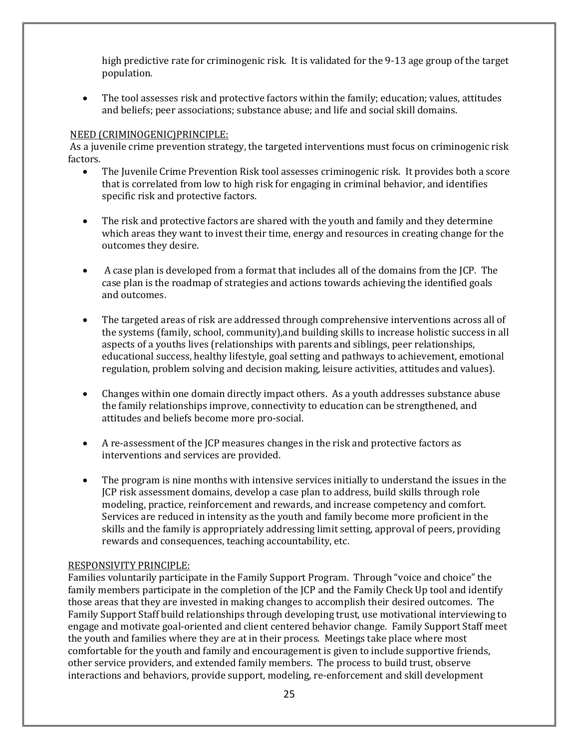high predictive rate for criminogenic risk. It is validated for the 9-13 age group of the target population.

- The tool assesses risk and protective factors within the family; education; values, attitudes and beliefs; peer associations; substance abuse; and life and social skill domains.

NEED (CRIMINOGENIC)PRINCIPLE:

As a juvenile crime prevention strategy, the targeted interventions must focus on criminogenic risk factors.

- The Juvenile Crime Prevention Risk tool assesses criminogenic risk. It provides both a score that is correlated from low to high risk for engaging in criminal behavior, and identifies specific risk and protective factors.

- The risk and protective factors are shared with the youth and family and they determine which areas they want to invest their time, energy and resources in creating change for the outcomes they desire.

- A case plan is developed from a format that includes all of the domains from the JCP. The case plan is the roadmap of strategies and actions towards achieving the identified goals and outcomes.

- The targeted areas of risk are addressed through comprehensive interventions across all of the systems (family, school, community),and building skills to increase holistic success in all aspects of a youths lives (relationships with parents and siblings, peer relationships, educational success, healthy lifestyle, goal setting and pathways to achievement, emotional regulation, problem solving and decision making, leisure activities, attitudes and values).

- Changes within one domain directly impact others. As a youth addresses substance abuse the family relationships improve, connectivity to education can be strengthened, and attitudes and beliefs become more pro-social.

- A re-assessment of the JCP measures changes in the risk and protective factors as interventions and services are provided.

- The program is nine months with intensive services initially to understand the issues in the JCP risk assessment domains, develop a case plan to address, build skills through role modeling, practice, reinforcement and rewards, and increase competency and comfort. Services are reduced in intensity as the youth and family become more proficient in the skills and the family is appropriately addressing limit setting, approval of peers, providing rewards and consequences, teaching accountability, etc.

RESPONSIVITY PRINCIPLE:

Families voluntarily participate in the Family Support Program. Through "voice and choice" the family members participate in the completion of the JCP and the Family Check Up tool and identify those areas that they are invested in making changes to accomplish their desired outcomes. The Family Support Staff build relationships through developing trust, use motivational interviewing to engage and motivate goal-oriented and client centered behavior change. Family Support Staff meet the youth and families where they are at in their process. Meetings take place where most comfortable for the youth and family and encouragement is given to include supportive friends, other service providers, and extended family members. The process to build trust, observe interactions and behaviors, provide support, modeling, re-enforcement and skill development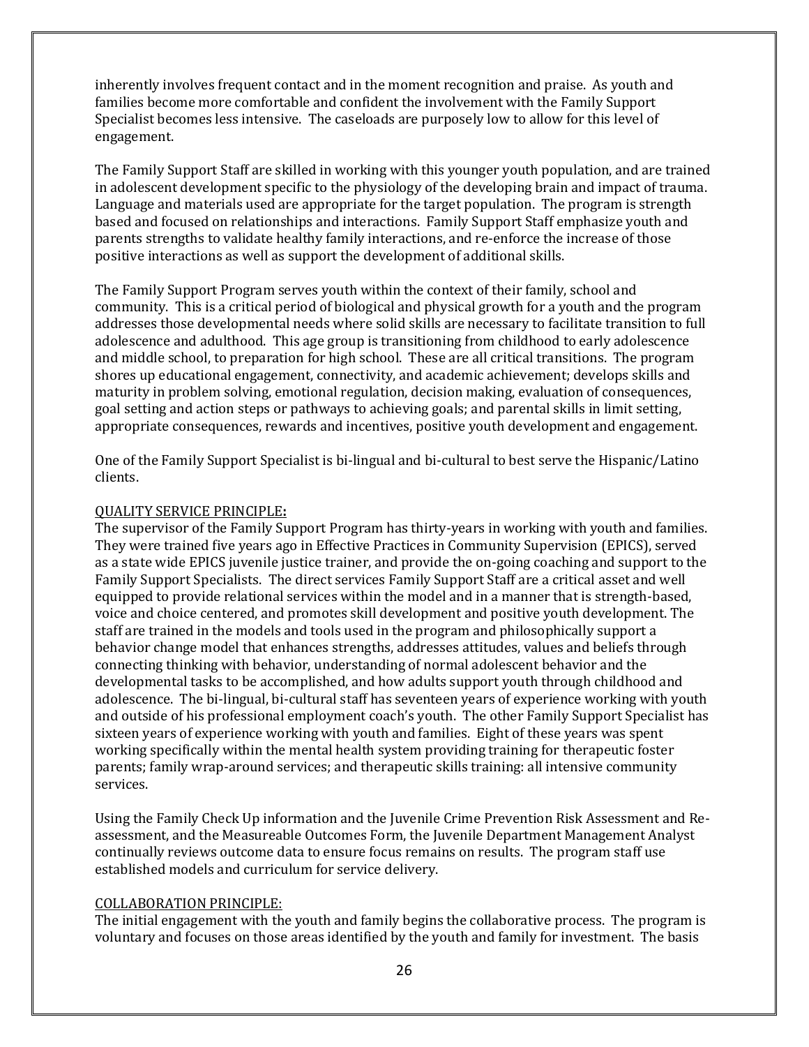inherently involves frequent contact and in the moment recognition and praise. As youth and families become more comfortable and confident the involvement with the Family Support Specialist becomes less intensive. The caseloads are purposely low to allow for this level of engagement.

The Family Support Staff are skilled in working with this younger youth population, and are trained in adolescent development specific to the physiology of the developing brain and impact of trauma. Language and materials used are appropriate for the target population. The program is strength based and focused on relationships and interactions. Family Support Staff emphasize youth and parents strengths to validate healthy family interactions, and re-enforce the increase of those positive interactions as well as support the development of additional skills.

The Family Support Program serves youth within the context of their family, school and community. This is a critical period of biological and physical growth for a youth and the program addresses those developmental needs where solid skills are necessary to facilitate transition to full adolescence and adulthood. This age group is transitioning from childhood to early adolescence and middle school, to preparation for high school. These are all critical transitions. The program shores up educational engagement, connectivity, and academic achievement; develops skills and maturity in problem solving, emotional regulation, decision making, evaluation of consequences, goal setting and action steps or pathways to achieving goals; and parental skills in limit setting, appropriate consequences, rewards and incentives, positive youth development and engagement.

One of the Family Support Specialist is bi-lingual and bi-cultural to best serve the Hispanic/Latino clients.

QUALITY SERVICE PRINCIPLE**:**

The supervisor of the Family Support Program has thirty-years in working with youth and families. They were trained five years ago in Effective Practices in Community Supervision (EPICS), served as a state wide EPICS juvenile justice trainer, and provide the on-going coaching and support to the Family Support Specialists. The direct services Family Support Staff are a critical asset and well equipped to provide relational services within the model and in a manner that is strength-based, voice and choice centered, and promotes skill development and positive youth development. The staff are trained in the models and tools used in the program and philosophically support a behavior change model that enhances strengths, addresses attitudes, values and beliefs through connecting thinking with behavior, understanding of normal adolescent behavior and the developmental tasks to be accomplished, and how adults support youth through childhood and adolescence. The bi-lingual, bi-cultural staff has seventeen years of experience working with youth and outside of his professional employment coach's youth. The other Family Support Specialist has sixteen years of experience working with youth and families. Eight of these years was spent working specifically within the mental health system providing training for therapeutic foster parents; family wrap-around services; and therapeutic skills training: all intensive community services.

Using the Family Check Up information and the Juvenile Crime Prevention Risk Assessment and Re-assessment, and the Measureable Outcomes Form, the Juvenile Department Management Analyst continually reviews outcome data to ensure focus remains on results. The program staff use established models and curriculum for service delivery.

COLLABORATION PRINCIPLE:

The initial engagement with the youth and family begins the collaborative process. The program is voluntary and focuses on those areas identified by the youth and family for investment. The basis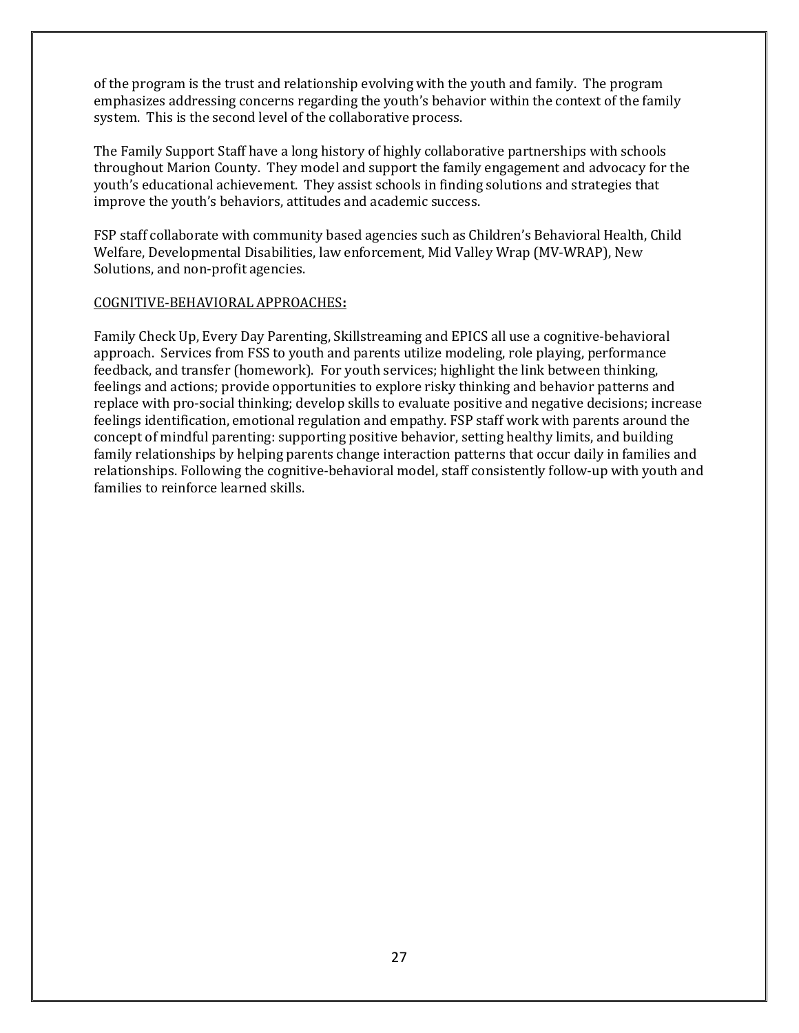of the program is the trust and relationship evolving with the youth and family. The program emphasizes addressing concerns regarding the youth's behavior within the context of the family system. This is the second level of the collaborative process.

The Family Support Staff have a long history of highly collaborative partnerships with schools throughout Marion County. They model and support the family engagement and advocacy for the youth's educational achievement. They assist schools in finding solutions and strategies that improve the youth's behaviors, attitudes and academic success.

FSP staff collaborate with community based agencies such as Children's Behavioral Health, Child Welfare, Developmental Disabilities, law enforcement, Mid Valley Wrap (MV-WRAP), New Solutions, and non-profit agencies.

<u>COGNITIVE-BEHAVIORAL APPROACHES</u>**:**

Family Check Up, Every Day Parenting, Skillstreaming and EPICS all use a cognitive-behavioral approach. Services from FSS to youth and parents utilize modeling, role playing, performance feedback, and transfer (homework). For youth services; highlight the link between thinking, feelings and actions; provide opportunities to explore risky thinking and behavior patterns and replace with pro-social thinking; develop skills to evaluate positive and negative decisions; increase feelings identification, emotional regulation and empathy. FSP staff work with parents around the concept of mindful parenting: supporting positive behavior, setting healthy limits, and building family relationships by helping parents change interaction patterns that occur daily in families and relationships. Following the cognitive-behavioral model, staff consistently follow-up with youth and families to reinforce learned skills.